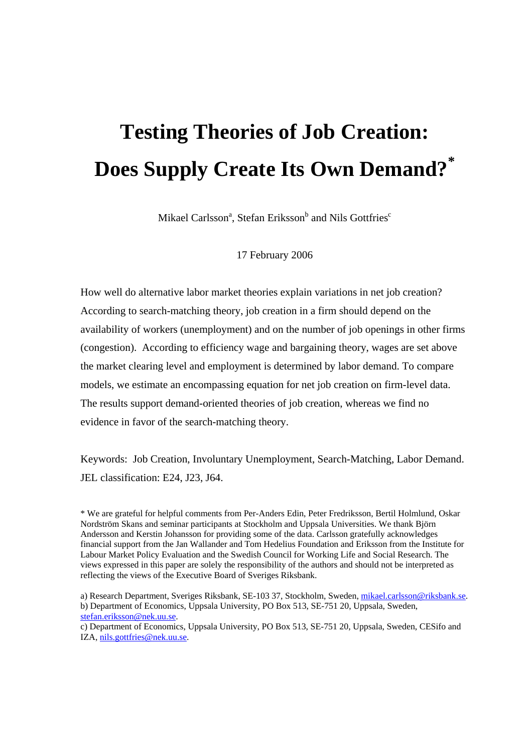# Testing Theories of Job Creation: Does Supply Create Its Own Demand?*

Mikael Carlsson[a], Stefan Eriksson[b] and Nils Gottfries[c]

17 February 2006

How well do alternative labor market theories explain variations in net job creation? According to search-matching theory, job creation in a firm should depend on the availability of workers (unemployment) and on the number of job openings in other firms (congestion). According to efficiency wage and bargaining theory, wages are set above the market clearing level and employment is determined by labor demand. To compare models, we estimate an encompassing equation for net job creation on firm-level data. The results support demand-oriented theories of job creation, whereas we find no evidence in favor of the search-matching theory.

Keywords: Job Creation, Involuntary Unemployment, Search-Matching, Labor Demand. JEL classification: E24, J23, J64.

* We are grateful for helpful comments from Per-Anders Edin, Peter Fredriksson, Bertil Holmlund, Oskar Nordström Skans and seminar participants at Stockholm and Uppsala Universities. We thank Björn Andersson and Kerstin Johansson for providing some of the data. Carlsson gratefully acknowledges financial support from the Jan Wallander and Tom Hedelius Foundation and Eriksson from the Institute for Labour Market Policy Evaluation and the Swedish Council for Working Life and Social Research. The views expressed in this paper are solely the responsibility of the authors and should not be interpreted as reflecting the views of the Executive Board of Sveriges Riksbank.

a) Research Department, Sveriges Riksbank, SE-103 37, Stockholm, Sweden, mikael.carlsson@riksbank.se.
b) Department of Economics, Uppsala University, PO Box 513, SE-751 20, Uppsala, Sweden, stefan.eriksson@nek.uu.se.
c) Department of Economics, Uppsala University, PO Box 513, SE-751 20, Uppsala, Sweden, CESifo and IZA, nils.gottfries@nek.uu.se.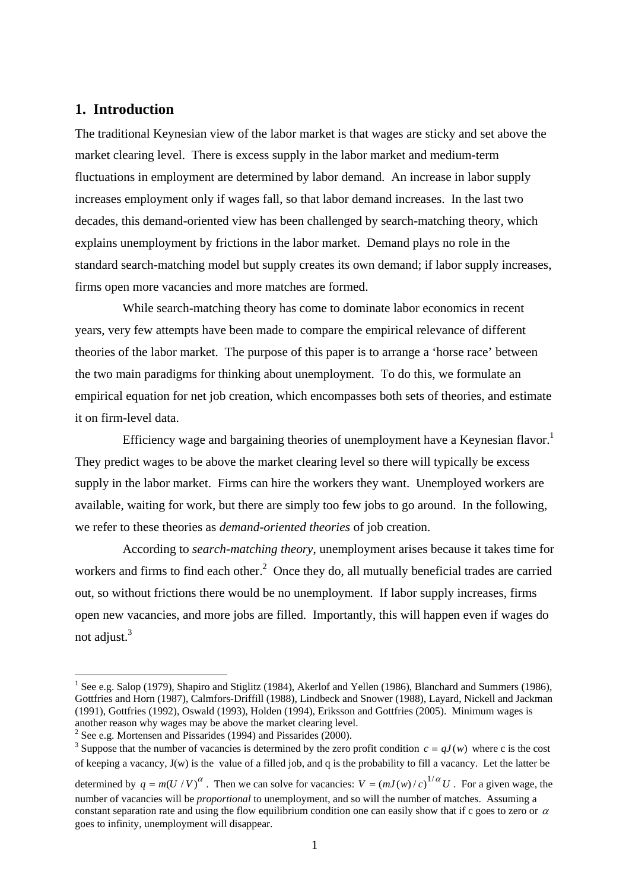## 1. Introduction

The traditional Keynesian view of the labor market is that wages are sticky and set above the market clearing level. There is excess supply in the labor market and medium-term fluctuations in employment are determined by labor demand. An increase in labor supply increases employment only if wages fall, so that labor demand increases. In the last two decades, this demand-oriented view has been challenged by search-matching theory, which explains unemployment by frictions in the labor market. Demand plays no role in the standard search-matching model but supply creates its own demand; if labor supply increases, firms open more vacancies and more matches are formed.

While search-matching theory has come to dominate labor economics in recent years, very few attempts have been made to compare the empirical relevance of different theories of the labor market. The purpose of this paper is to arrange a 'horse race' between the two main paradigms for thinking about unemployment. To do this, we formulate an empirical equation for net job creation, which encompasses both sets of theories, and estimate it on firm-level data.

Efficiency wage and bargaining theories of unemployment have a Keynesian flavor.[1] They predict wages to be above the market clearing level so there will typically be excess supply in the labor market. Firms can hire the workers they want. Unemployed workers are available, waiting for work, but there are simply too few jobs to go around. In the following, we refer to these theories as *demand-oriented theories* of job creation.

According to *search-matching theory*, unemployment arises because it takes time for workers and firms to find each other.[2] Once they do, all mutually beneficial trades are carried out, so without frictions there would be no unemployment. If labor supply increases, firms open new vacancies, and more jobs are filled. Importantly, this will happen even if wages do not adjust.[3]

---

[1] See e.g. Salop (1979), Shapiro and Stiglitz (1984), Akerlof and Yellen (1986), Blanchard and Summers (1986), Gottfries and Horn (1987), Calmfors-Driffill (1988), Lindbeck and Snower (1988), Layard, Nickell and Jackman (1991), Gottfries (1992), Oswald (1993), Holden (1994), Eriksson and Gottfries (2005). Minimum wages is another reason why wages may be above the market clearing level.

[2] See e.g. Mortensen and Pissarides (1994) and Pissarides (2000).

[3] Suppose that the number of vacancies is determined by the zero profit condition $c = qJ(w)$ where c is the cost of keeping a vacancy, J(w) is the value of a filled job, and q is the probability to fill a vacancy. Let the latter be determined by $q = m(U/V)^{\alpha}$. Then we can solve for vacancies: $V = (mJ(w)/c)^{1/\alpha}U$. For a given wage, the number of vacancies will be *proportional* to unemployment, and so will the number of matches. Assuming a constant separation rate and using the flow equilibrium condition one can easily show that if c goes to zero or $\alpha$ goes to infinity, unemployment will disappear.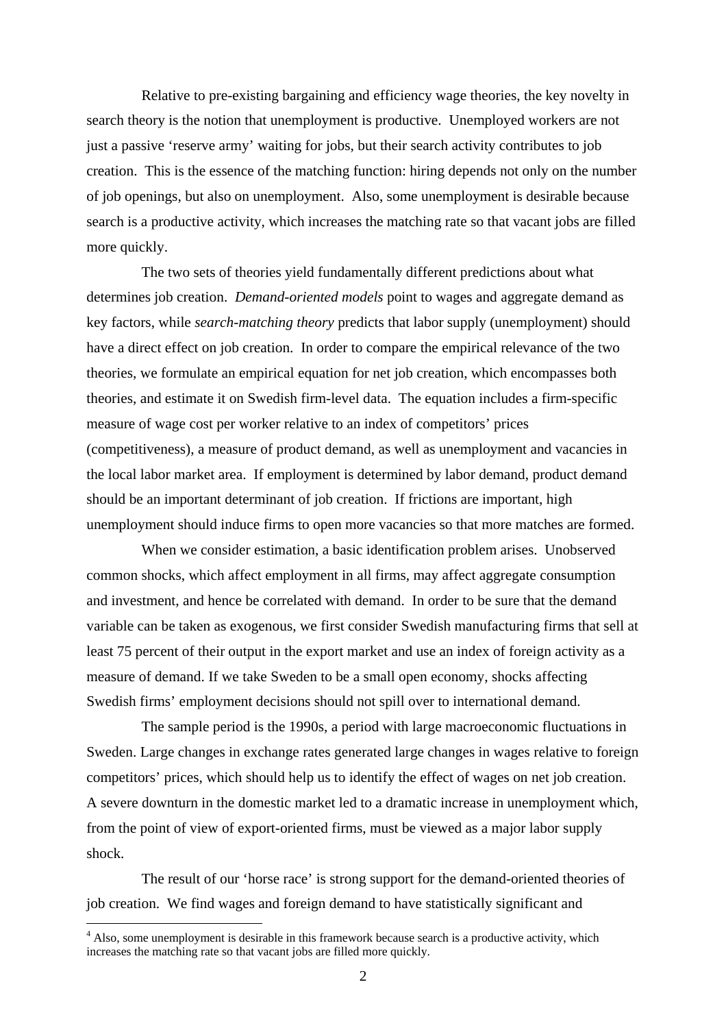Relative to pre-existing bargaining and efficiency wage theories, the key novelty in search theory is the notion that unemployment is productive. Unemployed workers are not just a passive 'reserve army' waiting for jobs, but their search activity contributes to job creation. This is the essence of the matching function: hiring depends not only on the number of job openings, but also on unemployment. Also, some unemployment is desirable because search is a productive activity, which increases the matching rate so that vacant jobs are filled more quickly.

The two sets of theories yield fundamentally different predictions about what determines job creation. *Demand-oriented models* point to wages and aggregate demand as key factors, while *search-matching theory* predicts that labor supply (unemployment) should have a direct effect on job creation. In order to compare the empirical relevance of the two theories, we formulate an empirical equation for net job creation, which encompasses both theories, and estimate it on Swedish firm-level data. The equation includes a firm-specific measure of wage cost per worker relative to an index of competitors' prices (competitiveness), a measure of product demand, as well as unemployment and vacancies in the local labor market area. If employment is determined by labor demand, product demand should be an important determinant of job creation. If frictions are important, high unemployment should induce firms to open more vacancies so that more matches are formed.

When we consider estimation, a basic identification problem arises. Unobserved common shocks, which affect employment in all firms, may affect aggregate consumption and investment, and hence be correlated with demand. In order to be sure that the demand variable can be taken as exogenous, we first consider Swedish manufacturing firms that sell at least 75 percent of their output in the export market and use an index of foreign activity as a measure of demand. If we take Sweden to be a small open economy, shocks affecting Swedish firms' employment decisions should not spill over to international demand.

The sample period is the 1990s, a period with large macroeconomic fluctuations in Sweden. Large changes in exchange rates generated large changes in wages relative to foreign competitors' prices, which should help us to identify the effect of wages on net job creation. A severe downturn in the domestic market led to a dramatic increase in unemployment which, from the point of view of export-oriented firms, must be viewed as a major labor supply shock.

The result of our 'horse race' is strong support for the demand-oriented theories of job creation. We find wages and foreign demand to have statistically significant and

[4] Also, some unemployment is desirable in this framework because search is a productive activity, which increases the matching rate so that vacant jobs are filled more quickly.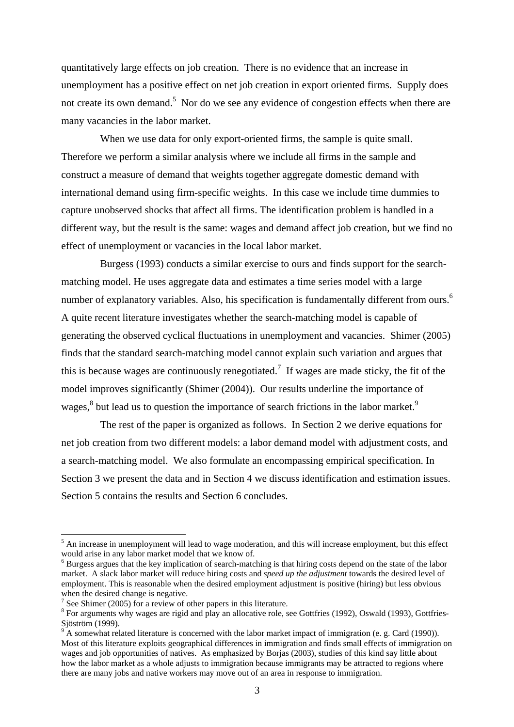quantitatively large effects on job creation. There is no evidence that an increase in unemployment has a positive effect on net job creation in export oriented firms. Supply does not create its own demand.[5] Nor do we see any evidence of congestion effects when there are many vacancies in the labor market.

When we use data for only export-oriented firms, the sample is quite small. Therefore we perform a similar analysis where we include all firms in the sample and construct a measure of demand that weights together aggregate domestic demand with international demand using firm-specific weights. In this case we include time dummies to capture unobserved shocks that affect all firms. The identification problem is handled in a different way, but the result is the same: wages and demand affect job creation, but we find no effect of unemployment or vacancies in the local labor market.

Burgess (1993) conducts a similar exercise to ours and finds support for the search-matching model. He uses aggregate data and estimates a time series model with a large number of explanatory variables. Also, his specification is fundamentally different from ours.[6] A quite recent literature investigates whether the search-matching model is capable of generating the observed cyclical fluctuations in unemployment and vacancies. Shimer (2005) finds that the standard search-matching model cannot explain such variation and argues that this is because wages are continuously renegotiated.[7] If wages are made sticky, the fit of the model improves significantly (Shimer (2004)). Our results underline the importance of wages,[8] but lead us to question the importance of search frictions in the labor market.[9]

The rest of the paper is organized as follows. In Section 2 we derive equations for net job creation from two different models: a labor demand model with adjustment costs, and a search-matching model. We also formulate an encompassing empirical specification. In Section 3 we present the data and in Section 4 we discuss identification and estimation issues. Section 5 contains the results and Section 6 concludes.

---

[5] An increase in unemployment will lead to wage moderation, and this will increase employment, but this effect would arise in any labor market model that we know of.

[6] Burgess argues that the key implication of search-matching is that hiring costs depend on the state of the labor market. A slack labor market will reduce hiring costs and *speed up the adjustment* towards the desired level of employment. This is reasonable when the desired employment adjustment is positive (hiring) but less obvious when the desired change is negative.

[7] See Shimer (2005) for a review of other papers in this literature.

[8] For arguments why wages are rigid and play an allocative role, see Gottfries (1992), Oswald (1993), Gottfries-Sjöström (1999).

[9] A somewhat related literature is concerned with the labor market impact of immigration (e. g. Card (1990)). Most of this literature exploits geographical differences in immigration and finds small effects of immigration on wages and job opportunities of natives. As emphasized by Borjas (2003), studies of this kind say little about how the labor market as a whole adjusts to immigration because immigrants may be attracted to regions where there are many jobs and native workers may move out of an area in response to immigration.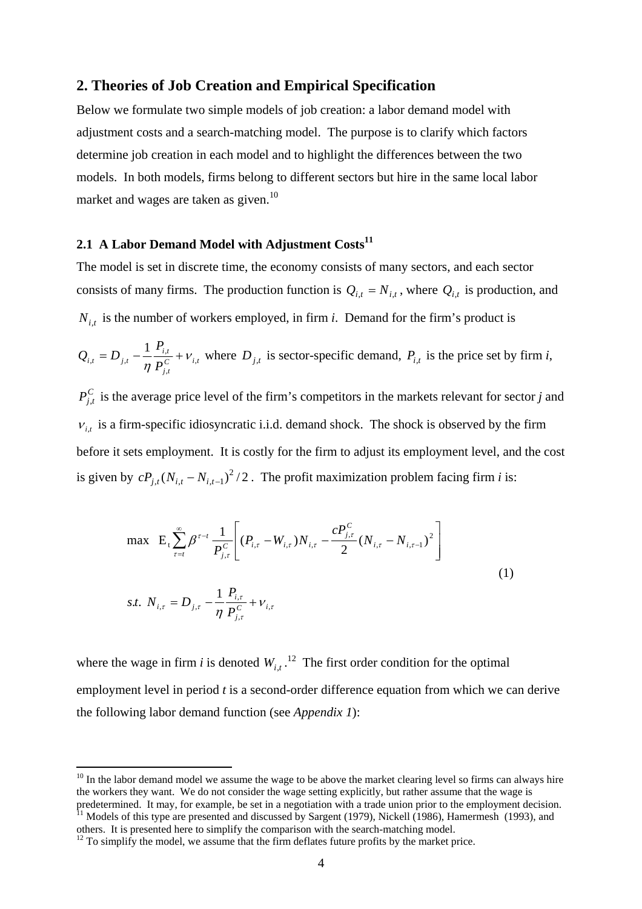## 2. Theories of Job Creation and Empirical Specification

Below we formulate two simple models of job creation: a labor demand model with adjustment costs and a search-matching model. The purpose is to clarify which factors determine job creation in each model and to highlight the differences between the two models. In both models, firms belong to different sectors but hire in the same local labor market and wages are taken as given.[10]

### 2.1 A Labor Demand Model with Adjustment Costs[11]

The model is set in discrete time, the economy consists of many sectors, and each sector consists of many firms. The production function is $Q_{i,t} = N_{i,t}$, where $Q_{i,t}$ is production, and $N_{i,t}$ is the number of workers employed, in firm *i*. Demand for the firm's product is $Q_{i,t} = D_{j,t} - \frac{1}{\eta}\frac{P_{i,t}}{P_{j,t}^C} + \nu_{i,t}$ where $D_{j,t}$ is sector-specific demand, $P_{i,t}$ is the price set by firm *i*, $P_{j,t}^C$ is the average price level of the firm's competitors in the markets relevant for sector *j* and $\nu_{i,t}$ is a firm-specific idiosyncratic i.i.d. demand shock. The shock is observed by the firm before it sets employment. It is costly for the firm to adjust its employment level, and the cost is given by $cP_{j,t}(N_{i,t} - N_{i,t-1})^2/2$. The profit maximization problem facing firm *i* is:

$$
\begin{aligned}
&\max \quad \mathrm{E}_t \sum_{\tau=t}^{\infty} \beta^{\tau-t} \frac{1}{P_{j,\tau}^C}\left[(P_{i,\tau} - W_{i,\tau})N_{i,\tau} - \frac{cP_{j,\tau}^C}{2}(N_{i,\tau} - N_{i,\tau-1})^2\right] \\
&s.t.\; N_{i,\tau} = D_{j,\tau} - \frac{1}{\eta}\frac{P_{i,\tau}}{P_{j,\tau}^C} + \nu_{i,\tau}
\end{aligned}
\qquad (1)
$$

where the wage in firm *i* is denoted $W_{i,t}$.[12] The first order condition for the optimal employment level in period *t* is a second-order difference equation from which we can derive the following labor demand function (see *Appendix 1*):

---

[10] In the labor demand model we assume the wage to be above the market clearing level so firms can always hire the workers they want. We do not consider the wage setting explicitly, but rather assume that the wage is predetermined. It may, for example, be set in a negotiation with a trade union prior to the employment decision.

[11] Models of this type are presented and discussed by Sargent (1979), Nickell (1986), Hamermesh (1993), and others. It is presented here to simplify the comparison with the search-matching model.

[12] To simplify the model, we assume that the firm deflates future profits by the market price.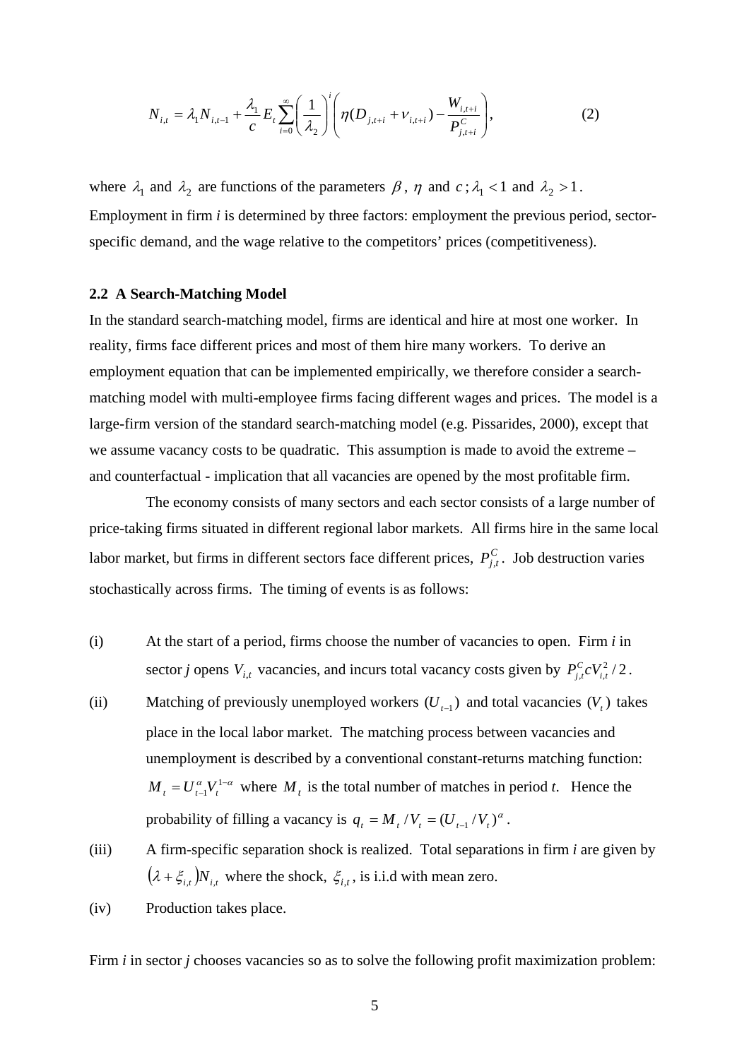$$N_{i,t} = \lambda_1 N_{i,t-1} + \frac{\lambda_1}{c} E_t \sum_{i=0}^{\infty} \left( \frac{1}{\lambda_2} \right)^i \left( \eta (D_{j,t+i} + \nu_{i,t+i}) - \frac{W_{i,t+i}}{P_{j,t+i}^C} \right), \tag{2}$$

where $\lambda_1$ and $\lambda_2$ are functions of the parameters $\beta$, $\eta$ and $c$; $\lambda_1 < 1$ and $\lambda_2 > 1$. Employment in firm *i* is determined by three factors: employment the previous period, sector-specific demand, and the wage relative to the competitors' prices (competitiveness).

### 2.2 A Search-Matching Model

In the standard search-matching model, firms are identical and hire at most one worker. In reality, firms face different prices and most of them hire many workers. To derive an employment equation that can be implemented empirically, we therefore consider a search-matching model with multi-employee firms facing different wages and prices. The model is a large-firm version of the standard search-matching model (e.g. Pissarides, 2000), except that we assume vacancy costs to be quadratic. This assumption is made to avoid the extreme – and counterfactual - implication that all vacancies are opened by the most profitable firm.

The economy consists of many sectors and each sector consists of a large number of price-taking firms situated in different regional labor markets. All firms hire in the same local labor market, but firms in different sectors face different prices, $P_{j,t}^C$. Job destruction varies stochastically across firms. The timing of events is as follows:

(i) At the start of a period, firms choose the number of vacancies to open. Firm *i* in sector *j* opens $V_{i,t}$ vacancies, and incurs total vacancy costs given by $P_{j,t}^C c V_{i,t}^2 / 2$.

(ii) Matching of previously unemployed workers $(U_{t-1})$ and total vacancies $(V_t)$ takes place in the local labor market. The matching process between vacancies and unemployment is described by a conventional constant-returns matching function: $M_t = U_{t-1}^{\alpha} V_t^{1-\alpha}$ where $M_t$ is the total number of matches in period *t*. Hence the probability of filling a vacancy is $q_t = M_t / V_t = (U_{t-1} / V_t)^{\alpha}$.

(iii) A firm-specific separation shock is realized. Total separations in firm *i* are given by $(\lambda + \xi_{i,t}) N_{i,t}$ where the shock, $\xi_{i,t}$, is i.i.d with mean zero.

(iv) Production takes place.

Firm *i* in sector *j* chooses vacancies so as to solve the following profit maximization problem: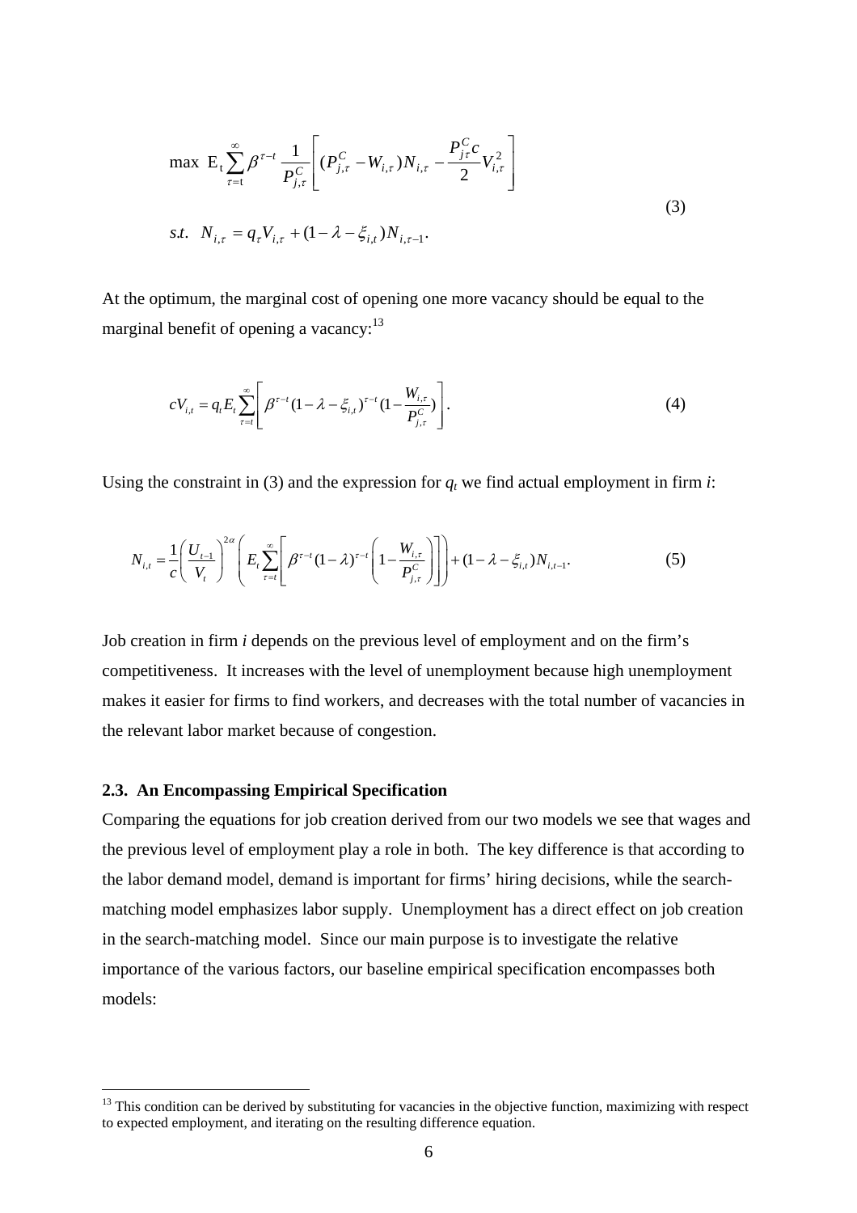$$\max \; \mathrm{E}_t \sum_{\tau=t}^{\infty} \beta^{\tau-t} \frac{1}{P_{j,\tau}^C} \left[ (P_{j,\tau}^C - W_{i,\tau}) N_{i,\tau} - \frac{P_{j\tau}^C c}{2} V_{i,\tau}^2 \right]$$

$$s.t. \quad N_{i,\tau} = q_\tau V_{i,\tau} + (1 - \lambda - \xi_{i,t}) N_{i,\tau-1}. \tag{3}$$

At the optimum, the marginal cost of opening one more vacancy should be equal to the marginal benefit of opening a vacancy:[13]

$$cV_{i,t} = q_t E_t \sum_{\tau=t}^{\infty} \left[ \beta^{\tau-t} (1 - \lambda - \xi_{i,t})^{\tau-t} (1 - \frac{W_{i,\tau}}{P_{j,\tau}^C}) \right]. \tag{4}$$

Using the constraint in (3) and the expression for $q_t$ we find actual employment in firm $i$:

$$N_{i,t} = \frac{1}{c} \left( \frac{U_{t-1}}{V_t} \right)^{2\alpha} \left( E_t \sum_{\tau=t}^{\infty} \left[ \beta^{\tau-t} (1-\lambda)^{\tau-t} \left( 1 - \frac{W_{i,\tau}}{P_{j,\tau}^C} \right) \right] \right) + (1 - \lambda - \xi_{i,t}) N_{i,t-1}. \tag{5}$$

Job creation in firm $i$ depends on the previous level of employment and on the firm's competitiveness. It increases with the level of unemployment because high unemployment makes it easier for firms to find workers, and decreases with the total number of vacancies in the relevant labor market because of congestion.

### 2.3. An Encompassing Empirical Specification

Comparing the equations for job creation derived from our two models we see that wages and the previous level of employment play a role in both. The key difference is that according to the labor demand model, demand is important for firms' hiring decisions, while the search-matching model emphasizes labor supply. Unemployment has a direct effect on job creation in the search-matching model. Since our main purpose is to investigate the relative importance of the various factors, our baseline empirical specification encompasses both models:

[13] This condition can be derived by substituting for vacancies in the objective function, maximizing with respect to expected employment, and iterating on the resulting difference equation.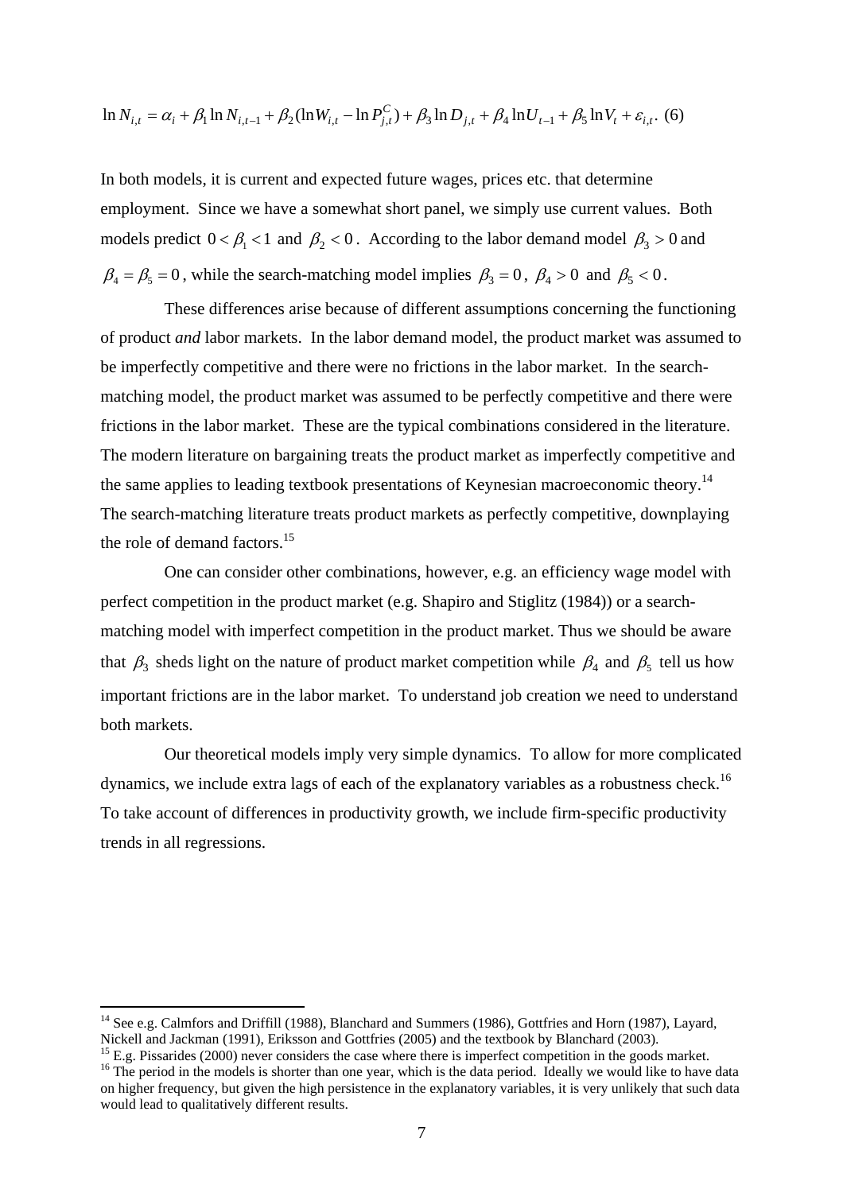$$\ln N_{i,t} = \alpha_i + \beta_1 \ln N_{i,t-1} + \beta_2 (\ln W_{i,t} - \ln P_{j,t}^C) + \beta_3 \ln D_{j,t} + \beta_4 \ln U_{t-1} + \beta_5 \ln V_t + \varepsilon_{i,t}. \quad (6)$$

In both models, it is current and expected future wages, prices etc. that determine employment. Since we have a somewhat short panel, we simply use current values. Both models predict $0 < \beta_1 < 1$ and $\beta_2 < 0$. According to the labor demand model $\beta_3 > 0$ and $\beta_4 = \beta_5 = 0$, while the search-matching model implies $\beta_3 = 0$, $\beta_4 > 0$ and $\beta_5 < 0$.

These differences arise because of different assumptions concerning the functioning of product *and* labor markets. In the labor demand model, the product market was assumed to be imperfectly competitive and there were no frictions in the labor market. In the search-matching model, the product market was assumed to be perfectly competitive and there were frictions in the labor market. These are the typical combinations considered in the literature. The modern literature on bargaining treats the product market as imperfectly competitive and the same applies to leading textbook presentations of Keynesian macroeconomic theory.[14] The search-matching literature treats product markets as perfectly competitive, downplaying the role of demand factors.[15]

One can consider other combinations, however, e.g. an efficiency wage model with perfect competition in the product market (e.g. Shapiro and Stiglitz (1984)) or a search-matching model with imperfect competition in the product market. Thus we should be aware that $\beta_3$ sheds light on the nature of product market competition while $\beta_4$ and $\beta_5$ tell us how important frictions are in the labor market. To understand job creation we need to understand both markets.

Our theoretical models imply very simple dynamics. To allow for more complicated dynamics, we include extra lags of each of the explanatory variables as a robustness check.[16] To take account of differences in productivity growth, we include firm-specific productivity trends in all regressions.

---

[14] See e.g. Calmfors and Driffill (1988), Blanchard and Summers (1986), Gottfries and Horn (1987), Layard, Nickell and Jackman (1991), Eriksson and Gottfries (2005) and the textbook by Blanchard (2003).

[15] E.g. Pissarides (2000) never considers the case where there is imperfect competition in the goods market.

[16] The period in the models is shorter than one year, which is the data period. Ideally we would like to have data on higher frequency, but given the high persistence in the explanatory variables, it is very unlikely that such data would lead to qualitatively different results.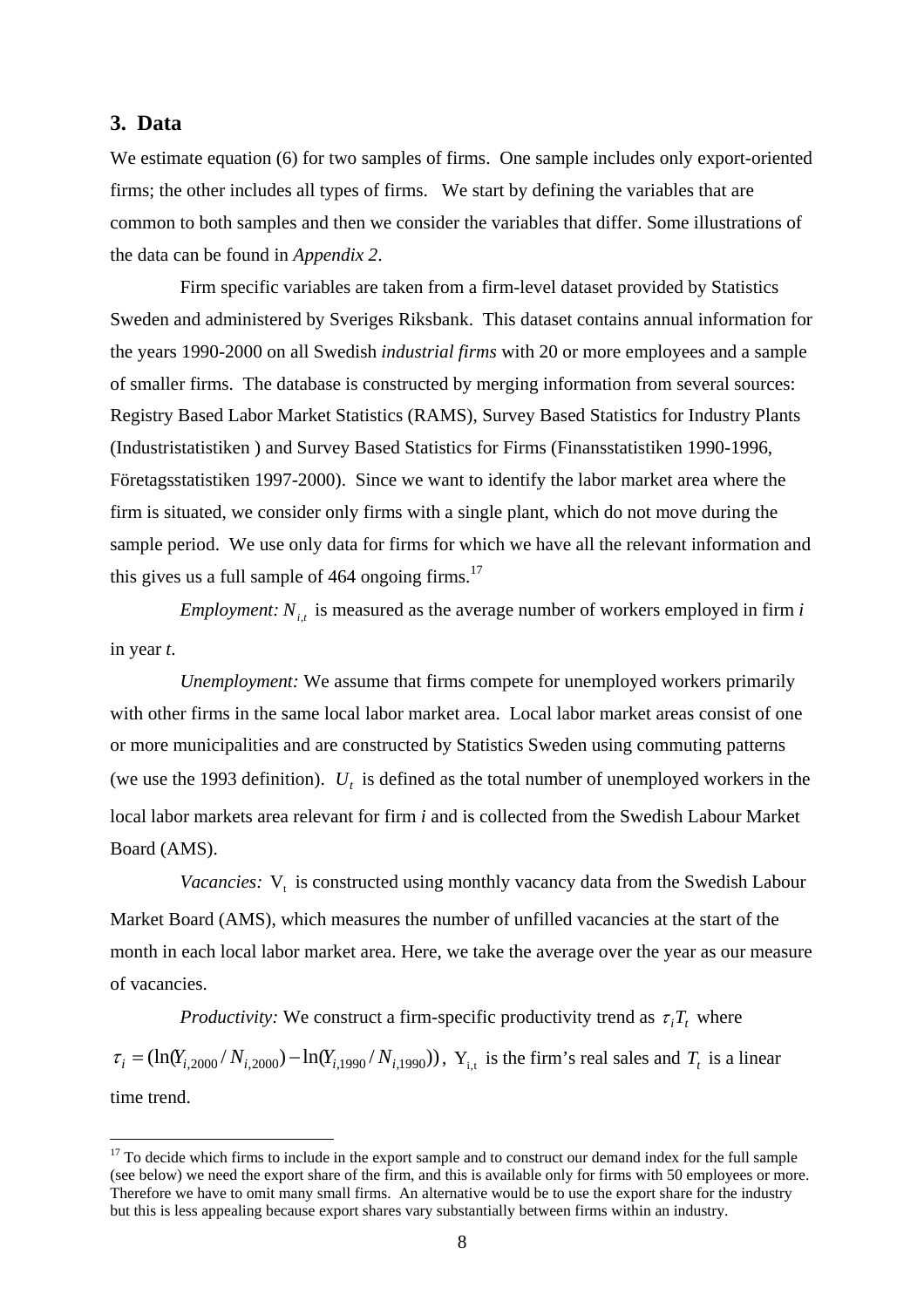## 3. Data

We estimate equation (6) for two samples of firms. One sample includes only export-oriented firms; the other includes all types of firms. We start by defining the variables that are common to both samples and then we consider the variables that differ. Some illustrations of the data can be found in *Appendix 2*.

Firm specific variables are taken from a firm-level dataset provided by Statistics Sweden and administered by Sveriges Riksbank. This dataset contains annual information for the years 1990-2000 on all Swedish *industrial firms* with 20 or more employees and a sample of smaller firms. The database is constructed by merging information from several sources: Registry Based Labor Market Statistics (RAMS), Survey Based Statistics for Industry Plants (Industristatistiken ) and Survey Based Statistics for Firms (Finansstatistiken 1990-1996, Företagsstatistiken 1997-2000). Since we want to identify the labor market area where the firm is situated, we consider only firms with a single plant, which do not move during the sample period. We use only data for firms for which we have all the relevant information and this gives us a full sample of 464 ongoing firms.[17]

*Employment:* $N_{i,t}$ is measured as the average number of workers employed in firm *i* in year *t*.

*Unemployment:* We assume that firms compete for unemployed workers primarily with other firms in the same local labor market area. Local labor market areas consist of one or more municipalities and are constructed by Statistics Sweden using commuting patterns (we use the 1993 definition). $U_t$ is defined as the total number of unemployed workers in the local labor markets area relevant for firm *i* and is collected from the Swedish Labour Market Board (AMS).

*Vacancies:* $V_t$ is constructed using monthly vacancy data from the Swedish Labour Market Board (AMS), which measures the number of unfilled vacancies at the start of the month in each local labor market area. Here, we take the average over the year as our measure of vacancies.

*Productivity:* We construct a firm-specific productivity trend as $\tau_i T_t$ where $\tau_i = (\ln(Y_{i,2000}/N_{i,2000}) - \ln(Y_{i,1990}/N_{i,1990}))$, $Y_{i,t}$ is the firm's real sales and $T_t$ is a linear time trend.

[17] To decide which firms to include in the export sample and to construct our demand index for the full sample (see below) we need the export share of the firm, and this is available only for firms with 50 employees or more. Therefore we have to omit many small firms. An alternative would be to use the export share for the industry but this is less appealing because export shares vary substantially between firms within an industry.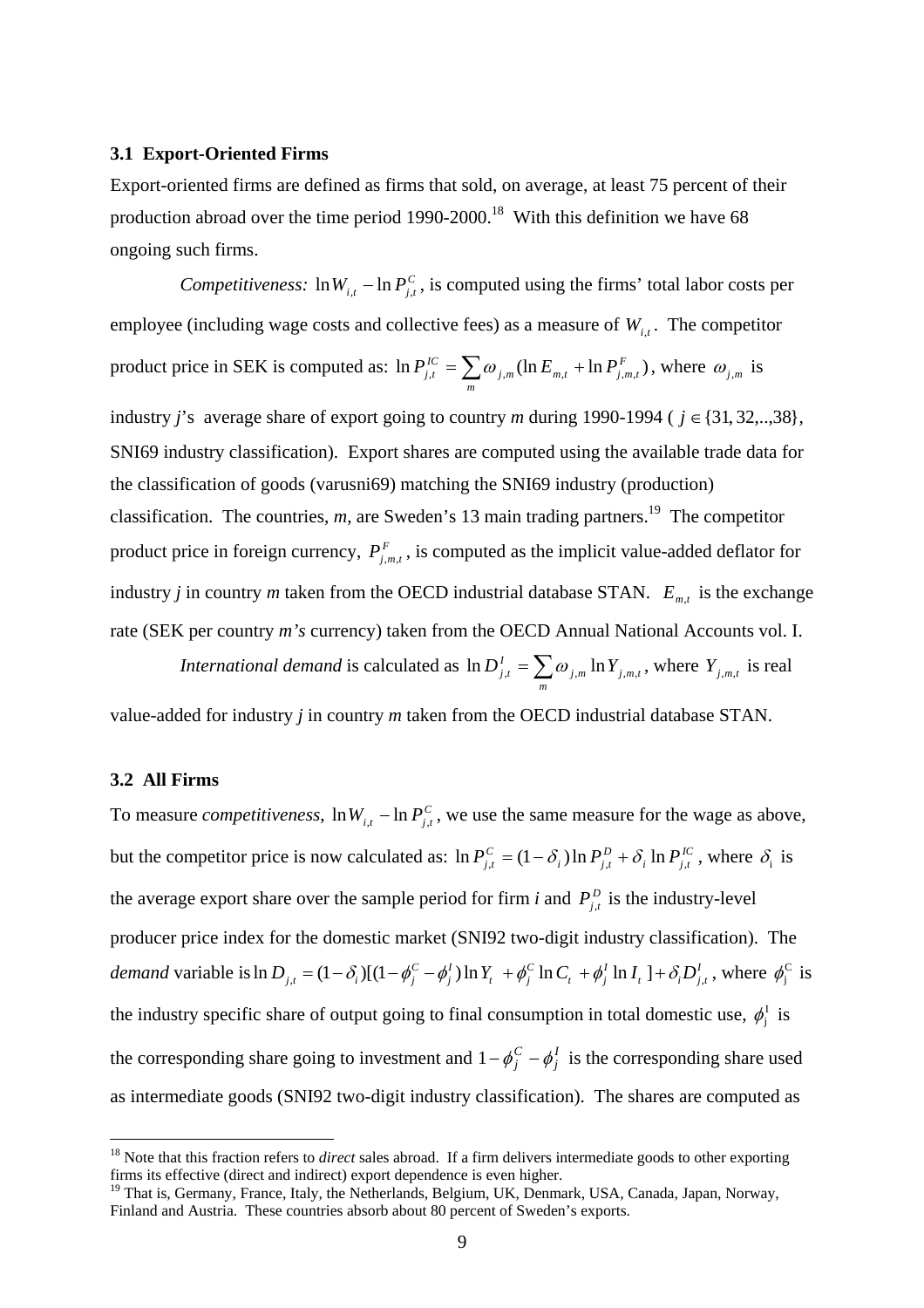### 3.1 Export-Oriented Firms

Export-oriented firms are defined as firms that sold, on average, at least 75 percent of their production abroad over the time period 1990-2000.[18] With this definition we have 68 ongoing such firms.

*Competitiveness:* $\ln W_{i,t} - \ln P_{j,t}^{C}$, is computed using the firms' total labor costs per employee (including wage costs and collective fees) as a measure of $W_{i,t}$. The competitor product price in SEK is computed as: $\ln P_{j,t}^{IC} = \sum_{m} \omega_{j,m} (\ln E_{m,t} + \ln P_{j,m,t}^{F})$, where $\omega_{j,m}$ is industry *j*'s average share of export going to country *m* during 1990-1994 ( $j \in \{31, 32,..,38\}$, SNI69 industry classification). Export shares are computed using the available trade data for the classification of goods (varusni69) matching the SNI69 industry (production) classification. The countries, *m*, are Sweden's 13 main trading partners.[19] The competitor product price in foreign currency, $P_{j,m,t}^{F}$, is computed as the implicit value-added deflator for industry *j* in country *m* taken from the OECD industrial database STAN. $E_{m,t}$ is the exchange rate (SEK per country *m's* currency) taken from the OECD Annual National Accounts vol. I.

*International demand* is calculated as $\ln D_{j,t}^{I} = \sum_{m} \omega_{j,m} \ln Y_{j,m,t}$, where $Y_{j,m,t}$ is real value-added for industry *j* in country *m* taken from the OECD industrial database STAN.

### 3.2 All Firms

To measure *competitiveness*, $\ln W_{i,t} - \ln P_{j,t}^{C}$, we use the same measure for the wage as above, but the competitor price is now calculated as: $\ln P_{j,t}^{C} = (1-\delta_i)\ln P_{j,t}^{D} + \delta_i \ln P_{j,t}^{IC}$, where $\delta_i$ is the average export share over the sample period for firm *i* and $P_{j,t}^{D}$ is the industry-level producer price index for the domestic market (SNI92 two-digit industry classification). The *demand* variable is $\ln D_{j,t} = (1-\delta_i)[(1-\phi_j^C - \phi_j^I)\ln Y_t + \phi_j^C \ln C_t + \phi_j^I \ln I_t] + \delta_i D_{j,t}^{I}$, where $\phi_j^C$ is the industry specific share of output going to final consumption in total domestic use, $\phi_j^I$ is the corresponding share going to investment and $1-\phi_j^C - \phi_j^I$ is the corresponding share used as intermediate goods (SNI92 two-digit industry classification). The shares are computed as

---

[18] Note that this fraction refers to *direct* sales abroad. If a firm delivers intermediate goods to other exporting firms its effective (direct and indirect) export dependence is even higher.

[19] That is, Germany, France, Italy, the Netherlands, Belgium, UK, Denmark, USA, Canada, Japan, Norway, Finland and Austria. These countries absorb about 80 percent of Sweden's exports.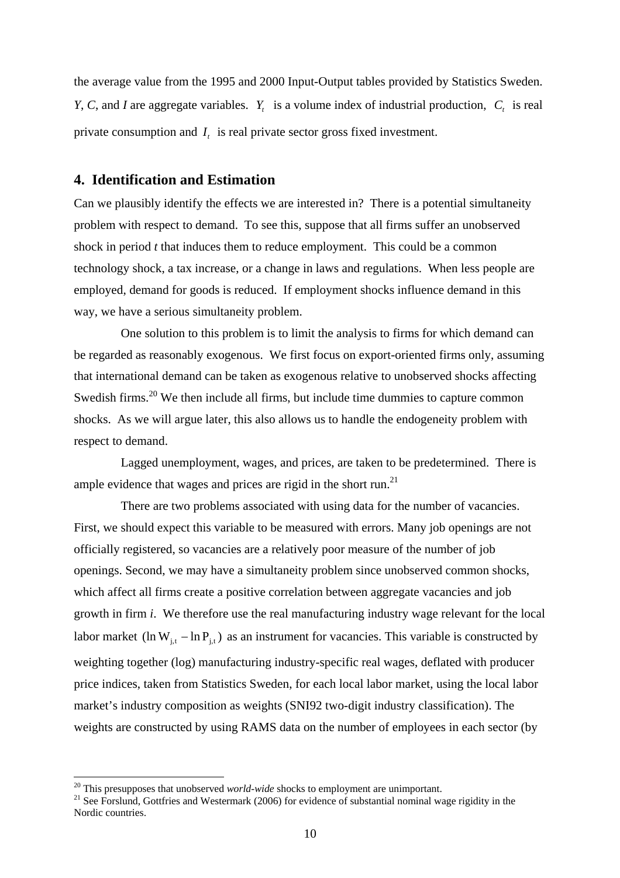the average value from the 1995 and 2000 Input-Output tables provided by Statistics Sweden. *Y*, *C*, and *I* are aggregate variables. $Y_t$ is a volume index of industrial production, $C_t$ is real private consumption and $I_t$ is real private sector gross fixed investment.

## 4. Identification and Estimation

Can we plausibly identify the effects we are interested in? There is a potential simultaneity problem with respect to demand. To see this, suppose that all firms suffer an unobserved shock in period *t* that induces them to reduce employment. This could be a common technology shock, a tax increase, or a change in laws and regulations. When less people are employed, demand for goods is reduced. If employment shocks influence demand in this way, we have a serious simultaneity problem.

One solution to this problem is to limit the analysis to firms for which demand can be regarded as reasonably exogenous. We first focus on export-oriented firms only, assuming that international demand can be taken as exogenous relative to unobserved shocks affecting Swedish firms.[20] We then include all firms, but include time dummies to capture common shocks. As we will argue later, this also allows us to handle the endogeneity problem with respect to demand.

Lagged unemployment, wages, and prices, are taken to be predetermined. There is ample evidence that wages and prices are rigid in the short run.[21]

There are two problems associated with using data for the number of vacancies. First, we should expect this variable to be measured with errors. Many job openings are not officially registered, so vacancies are a relatively poor measure of the number of job openings. Second, we may have a simultaneity problem since unobserved common shocks, which affect all firms create a positive correlation between aggregate vacancies and job growth in firm *i*. We therefore use the real manufacturing industry wage relevant for the local labor market $(\ln W_{j,t} - \ln P_{j,t})$ as an instrument for vacancies. This variable is constructed by weighting together (log) manufacturing industry-specific real wages, deflated with producer price indices, taken from Statistics Sweden, for each local labor market, using the local labor market's industry composition as weights (SNI92 two-digit industry classification). The weights are constructed by using RAMS data on the number of employees in each sector (by

[20] This presupposes that unobserved *world-wide* shocks to employment are unimportant.

[21] See Forslund, Gottfries and Westermark (2006) for evidence of substantial nominal wage rigidity in the Nordic countries.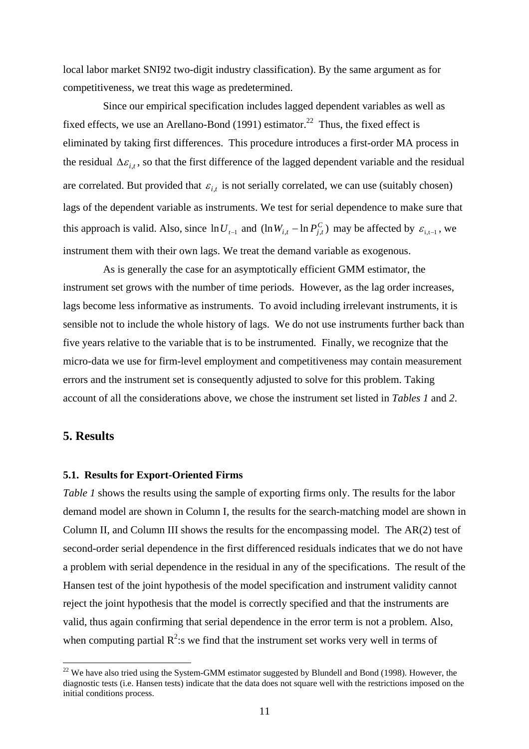local labor market SNI92 two-digit industry classification). By the same argument as for competitiveness, we treat this wage as predetermined.

Since our empirical specification includes lagged dependent variables as well as fixed effects, we use an Arellano-Bond (1991) estimator.[22] Thus, the fixed effect is eliminated by taking first differences. This procedure introduces a first-order MA process in the residual $\Delta\varepsilon_{i,t}$, so that the first difference of the lagged dependent variable and the residual are correlated. But provided that $\varepsilon_{i,t}$ is not serially correlated, we can use (suitably chosen) lags of the dependent variable as instruments. We test for serial dependence to make sure that this approach is valid. Also, since $\ln U_{t-1}$ and $(\ln W_{i,t} - \ln P_{j,t}^{C})$ may be affected by $\varepsilon_{i,t-1}$, we instrument them with their own lags. We treat the demand variable as exogenous.

As is generally the case for an asymptotically efficient GMM estimator, the instrument set grows with the number of time periods. However, as the lag order increases, lags become less informative as instruments. To avoid including irrelevant instruments, it is sensible not to include the whole history of lags. We do not use instruments further back than five years relative to the variable that is to be instrumented. Finally, we recognize that the micro-data we use for firm-level employment and competitiveness may contain measurement errors and the instrument set is consequently adjusted to solve for this problem. Taking account of all the considerations above, we chose the instrument set listed in *Tables 1* and *2*.

## 5. Results

### 5.1. Results for Export-Oriented Firms

*Table 1* shows the results using the sample of exporting firms only. The results for the labor demand model are shown in Column I, the results for the search-matching model are shown in Column II, and Column III shows the results for the encompassing model. The AR(2) test of second-order serial dependence in the first differenced residuals indicates that we do not have a problem with serial dependence in the residual in any of the specifications. The result of the Hansen test of the joint hypothesis of the model specification and instrument validity cannot reject the joint hypothesis that the model is correctly specified and that the instruments are valid, thus again confirming that serial dependence in the error term is not a problem. Also, when computing partial $R^2$:s we find that the instrument set works very well in terms of

[22] We have also tried using the System-GMM estimator suggested by Blundell and Bond (1998). However, the diagnostic tests (i.e. Hansen tests) indicate that the data does not square well with the restrictions imposed on the initial conditions process.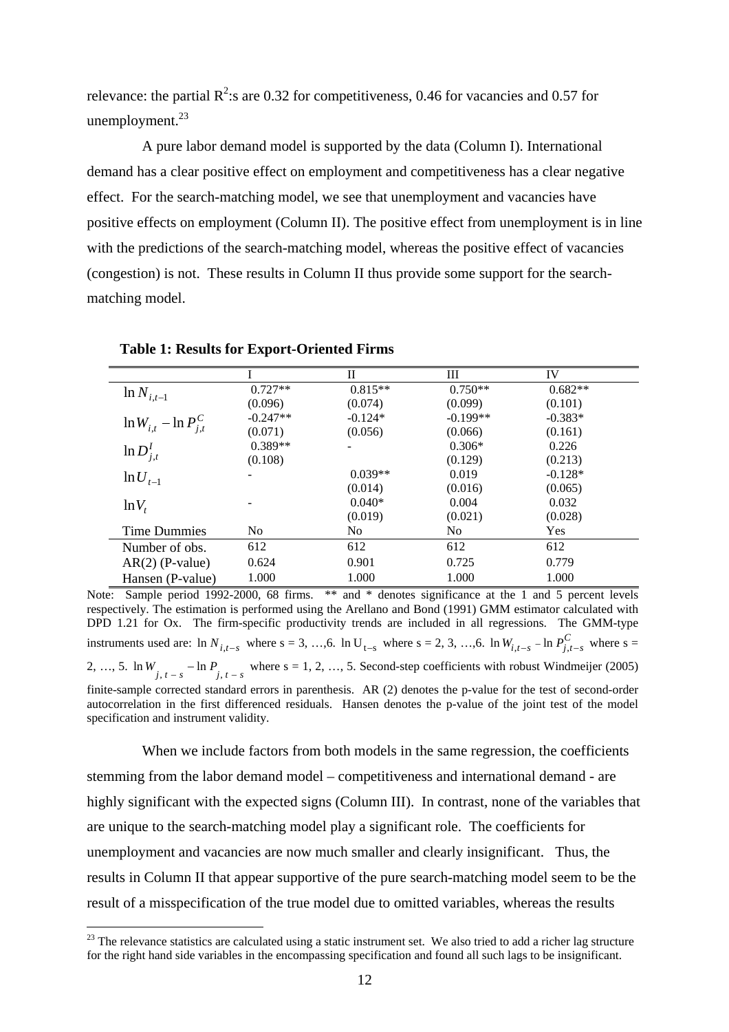relevance: the partial $R^2$:s are 0.32 for competitiveness, 0.46 for vacancies and 0.57 for unemployment.[23]

A pure labor demand model is supported by the data (Column I). International demand has a clear positive effect on employment and competitiveness has a clear negative effect. For the search-matching model, we see that unemployment and vacancies have positive effects on employment (Column II). The positive effect from unemployment is in line with the predictions of the search-matching model, whereas the positive effect of vacancies (congestion) is not. These results in Column II thus provide some support for the search-matching model.

**Table 1: Results for Export-Oriented Firms**

| | I | II | III | IV |
|---|---|---|---|---|
| $\ln N_{i,t-1}$ | 0.727** | 0.815** | 0.750** | 0.682** |
| | (0.096) | (0.074) | (0.099) | (0.101) |
| $\ln W_{i,t} - \ln P^C_{j,t}$ | -0.247** | -0.124* | -0.199** | -0.383* |
| | (0.071) | (0.056) | (0.066) | (0.161) |
| $\ln D^I_{j,t}$ | 0.389** | - | 0.306* | 0.226 |
| | (0.108) | | (0.129) | (0.213) |
| $\ln U_{t-1}$ | - | 0.039** | 0.019 | -0.128* |
| | | (0.014) | (0.016) | (0.065) |
| $\ln V_t$ | - | 0.040* | 0.004 | 0.032 |
| | | (0.019) | (0.021) | (0.028) |
| Time Dummies | No | No | No | Yes |
| Number of obs. | 612 | 612 | 612 | 612 |
| AR(2) (P-value) | 0.624 | 0.901 | 0.725 | 0.779 |
| Hansen (P-value) | 1.000 | 1.000 | 1.000 | 1.000 |

Note: Sample period 1992-2000, 68 firms. ** and * denotes significance at the 1 and 5 percent levels respectively. The estimation is performed using the Arellano and Bond (1991) GMM estimator calculated with DPD 1.21 for Ox. The firm-specific productivity trends are included in all regressions. The GMM-type instruments used are: $\ln N_{i,t-s}$ where s = 3, …,6. $\ln U_{t-s}$ where s = 2, 3, …,6. $\ln W_{i,t-s} - \ln P^C_{j,t-s}$ where s = 2, …, 5. $\ln W_{j,t-s} - \ln P_{j,t-s}$ where s = 1, 2, …, 5. Second-step coefficients with robust Windmeijer (2005) finite-sample corrected standard errors in parenthesis. AR (2) denotes the p-value for the test of second-order autocorrelation in the first differenced residuals. Hansen denotes the p-value of the joint test of the model specification and instrument validity.

When we include factors from both models in the same regression, the coefficients stemming from the labor demand model – competitiveness and international demand - are highly significant with the expected signs (Column III). In contrast, none of the variables that are unique to the search-matching model play a significant role. The coefficients for unemployment and vacancies are now much smaller and clearly insignificant. Thus, the results in Column II that appear supportive of the pure search-matching model seem to be the result of a misspecification of the true model due to omitted variables, whereas the results

[23] The relevance statistics are calculated using a static instrument set. We also tried to add a richer lag structure for the right hand side variables in the encompassing specification and found all such lags to be insignificant.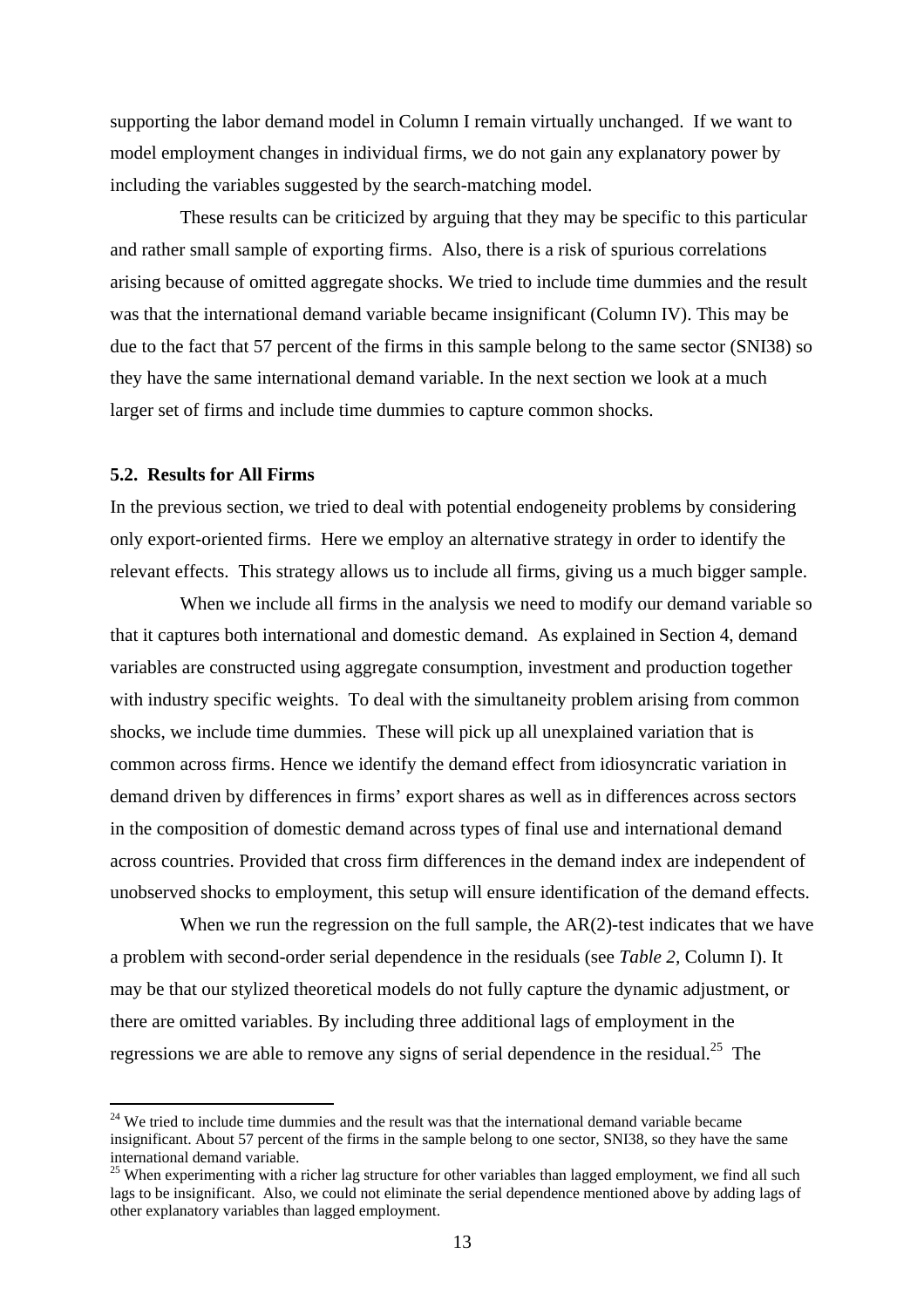supporting the labor demand model in Column I remain virtually unchanged. If we want to model employment changes in individual firms, we do not gain any explanatory power by including the variables suggested by the search-matching model.

These results can be criticized by arguing that they may be specific to this particular and rather small sample of exporting firms. Also, there is a risk of spurious correlations arising because of omitted aggregate shocks. We tried to include time dummies and the result was that the international demand variable became insignificant (Column IV). This may be due to the fact that 57 percent of the firms in this sample belong to the same sector (SNI38) so they have the same international demand variable. In the next section we look at a much larger set of firms and include time dummies to capture common shocks.

### 5.2. Results for All Firms

In the previous section, we tried to deal with potential endogeneity problems by considering only export-oriented firms. Here we employ an alternative strategy in order to identify the relevant effects. This strategy allows us to include all firms, giving us a much bigger sample.

When we include all firms in the analysis we need to modify our demand variable so that it captures both international and domestic demand. As explained in Section 4, demand variables are constructed using aggregate consumption, investment and production together with industry specific weights. To deal with the simultaneity problem arising from common shocks, we include time dummies. These will pick up all unexplained variation that is common across firms. Hence we identify the demand effect from idiosyncratic variation in demand driven by differences in firms' export shares as well as in differences across sectors in the composition of domestic demand across types of final use and international demand across countries. Provided that cross firm differences in the demand index are independent of unobserved shocks to employment, this setup will ensure identification of the demand effects.

When we run the regression on the full sample, the AR(2)-test indicates that we have a problem with second-order serial dependence in the residuals (see *Table 2*, Column I). It may be that our stylized theoretical models do not fully capture the dynamic adjustment, or there are omitted variables. By including three additional lags of employment in the regressions we are able to remove any signs of serial dependence in the residual.[25] The

---

[24] We tried to include time dummies and the result was that the international demand variable became insignificant. About 57 percent of the firms in the sample belong to one sector, SNI38, so they have the same international demand variable.

[25] When experimenting with a richer lag structure for other variables than lagged employment, we find all such lags to be insignificant. Also, we could not eliminate the serial dependence mentioned above by adding lags of other explanatory variables than lagged employment.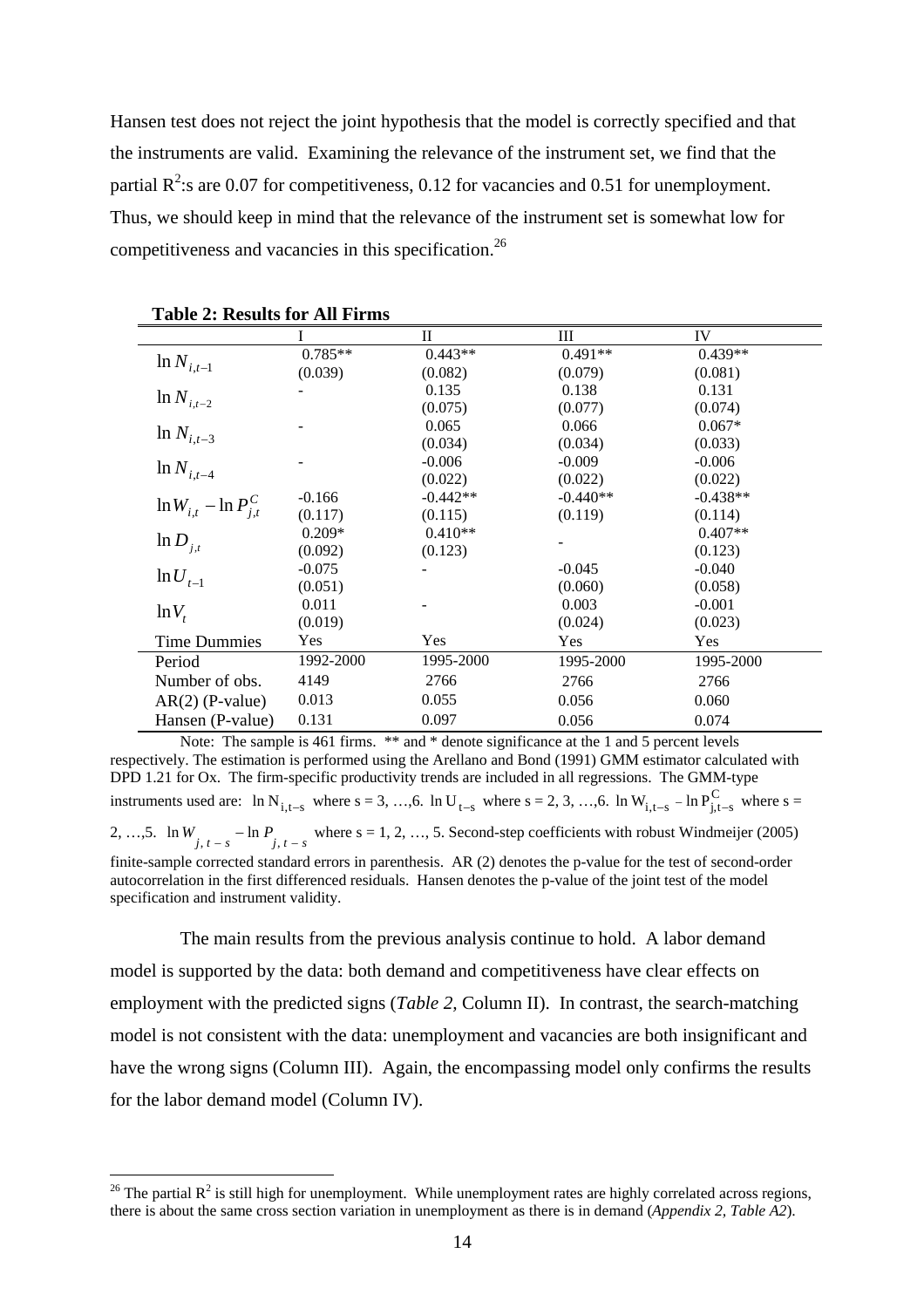Hansen test does not reject the joint hypothesis that the model is correctly specified and that the instruments are valid. Examining the relevance of the instrument set, we find that the partial $R^2$:s are 0.07 for competitiveness, 0.12 for vacancies and 0.51 for unemployment. Thus, we should keep in mind that the relevance of the instrument set is somewhat low for competitiveness and vacancies in this specification.[26]

**Table 2: Results for All Firms**

| | I | II | III | IV |
|---|---|---|---|---|
| $\ln N_{i,t-1}$ | 0.785** (0.039) | 0.443** (0.082) | 0.491** (0.079) | 0.439** (0.081) |
| $\ln N_{i,t-2}$ | - | 0.135 (0.075) | 0.138 (0.077) | 0.131 (0.074) |
| $\ln N_{i,t-3}$ | - | 0.065 (0.034) | 0.066 (0.034) | 0.067* (0.033) |
| $\ln N_{i,t-4}$ | - | -0.006 (0.022) | -0.009 (0.022) | -0.006 (0.022) |
| $\ln W_{i,t} - \ln P^C_{j,t}$ | -0.166 (0.117) | -0.442** (0.115) | -0.440** (0.119) | -0.438** (0.114) |
| $\ln D_{j,t}$ | 0.209* (0.092) | 0.410** (0.123) | - | 0.407** (0.123) |
| $\ln U_{t-1}$ | -0.075 (0.051) | - | -0.045 (0.060) | -0.040 (0.058) |
| $\ln V_t$ | 0.011 (0.019) | - | 0.003 (0.024) | -0.001 (0.023) |
| Time Dummies | Yes | Yes | Yes | Yes |
| Period | 1992-2000 | 1995-2000 | 1995-2000 | 1995-2000 |
| Number of obs. | 4149 | 2766 | 2766 | 2766 |
| AR(2) (P-value) | 0.013 | 0.055 | 0.056 | 0.060 |
| Hansen (P-value) | 0.131 | 0.097 | 0.056 | 0.074 |

Note: The sample is 461 firms. ** and * denote significance at the 1 and 5 percent levels respectively. The estimation is performed using the Arellano and Bond (1991) GMM estimator calculated with DPD 1.21 for Ox. The firm-specific productivity trends are included in all regressions. The GMM-type instruments used are: $\ln N_{i,t-s}$ where s = 3, …,6. $\ln U_{t-s}$ where s = 2, 3, …,6. $\ln W_{i,t-s} - \ln P^C_{j,t-s}$ where s = 2, …,5. $\ln W_{j,t-s} - \ln P_{j,t-s}$ where s = 1, 2, …, 5. Second-step coefficients with robust Windmeijer (2005) finite-sample corrected standard errors in parenthesis. AR (2) denotes the p-value for the test of second-order autocorrelation in the first differenced residuals. Hansen denotes the p-value of the joint test of the model specification and instrument validity.

The main results from the previous analysis continue to hold. A labor demand model is supported by the data: both demand and competitiveness have clear effects on employment with the predicted signs (*Table 2,* Column II). In contrast, the search-matching model is not consistent with the data: unemployment and vacancies are both insignificant and have the wrong signs (Column III). Again, the encompassing model only confirms the results for the labor demand model (Column IV).

[26] The partial $R^2$ is still high for unemployment. While unemployment rates are highly correlated across regions, there is about the same cross section variation in unemployment as there is in demand (*Appendix 2, Table A2*).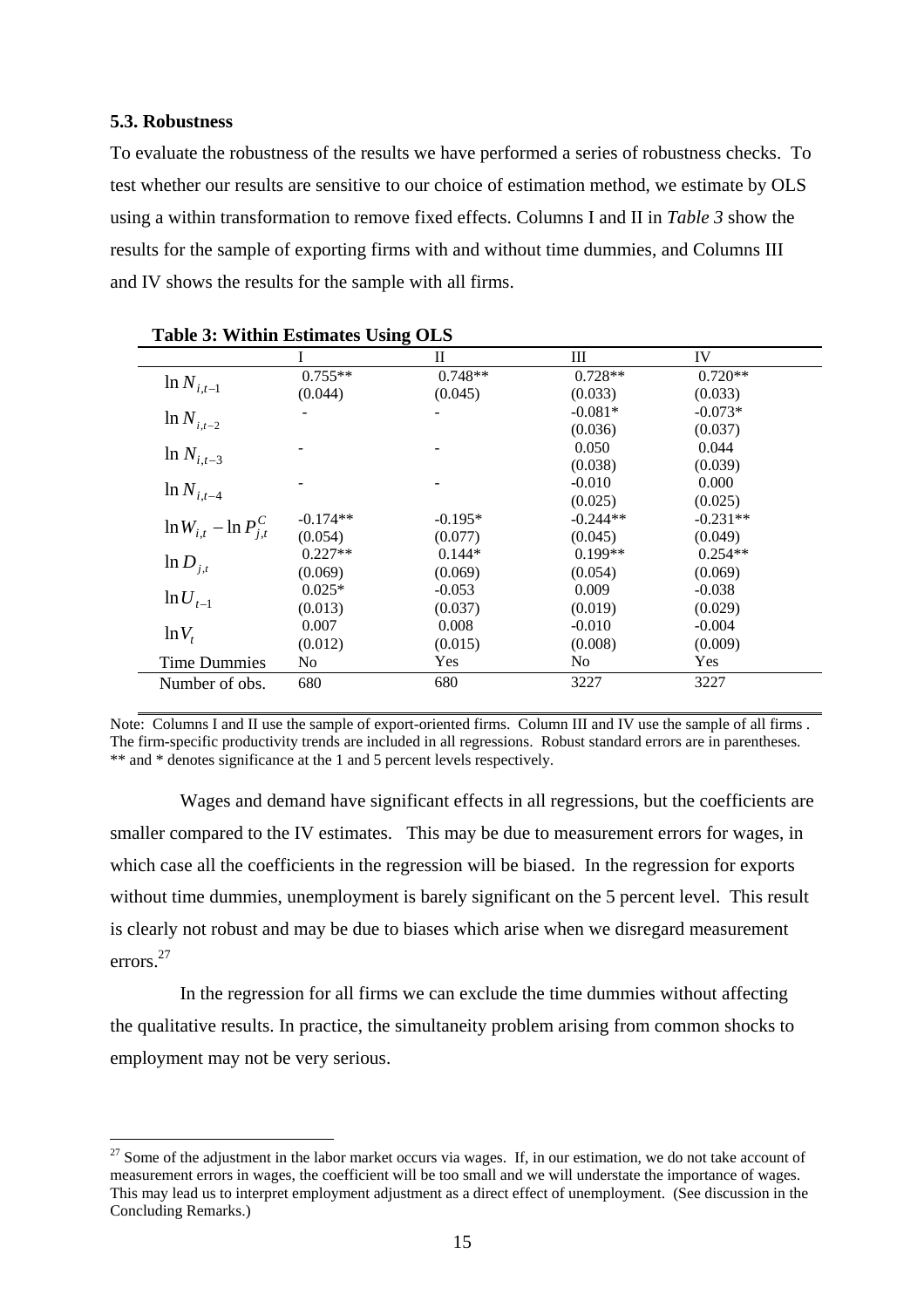### 5.3. Robustness

To evaluate the robustness of the results we have performed a series of robustness checks. To test whether our results are sensitive to our choice of estimation method, we estimate by OLS using a within transformation to remove fixed effects. Columns I and II in *Table 3* show the results for the sample of exporting firms with and without time dummies, and Columns III and IV shows the results for the sample with all firms.

**Table 3: Within Estimates Using OLS**

| | I | II | III | IV |
|---|---|---|---|---|
| $\ln N_{i,t-1}$ | 0.755** | 0.748** | 0.728** | 0.720** |
| | (0.044) | (0.045) | (0.033) | (0.033) |
| $\ln N_{i,t-2}$ | - | - | -0.081* | -0.073* |
| | | | (0.036) | (0.037) |
| $\ln N_{i,t-3}$ | - | - | 0.050 | 0.044 |
| | | | (0.038) | (0.039) |
| $\ln N_{i,t-4}$ | - | - | -0.010 | 0.000 |
| | | | (0.025) | (0.025) |
| $\ln W_{i,t} - \ln P_{j,t}^C$ | -0.174** | -0.195* | -0.244** | -0.231** |
| | (0.054) | (0.077) | (0.045) | (0.049) |
| $\ln D_{j,t}$ | 0.227** | 0.144* | 0.199** | 0.254** |
| | (0.069) | (0.069) | (0.054) | (0.069) |
| $\ln U_{t-1}$ | 0.025* | -0.053 | 0.009 | -0.038 |
| | (0.013) | (0.037) | (0.019) | (0.029) |
| $\ln V_t$ | 0.007 | 0.008 | -0.010 | -0.004 |
| | (0.012) | (0.015) | (0.008) | (0.009) |
| Time Dummies | No | Yes | No | Yes |
| Number of obs. | 680 | 680 | 3227 | 3227 |

Note: Columns I and II use the sample of export-oriented firms. Column III and IV use the sample of all firms . The firm-specific productivity trends are included in all regressions. Robust standard errors are in parentheses. ** and * denotes significance at the 1 and 5 percent levels respectively.

Wages and demand have significant effects in all regressions, but the coefficients are smaller compared to the IV estimates. This may be due to measurement errors for wages, in which case all the coefficients in the regression will be biased. In the regression for exports without time dummies, unemployment is barely significant on the 5 percent level. This result is clearly not robust and may be due to biases which arise when we disregard measurement errors.[27]

In the regression for all firms we can exclude the time dummies without affecting the qualitative results. In practice, the simultaneity problem arising from common shocks to employment may not be very serious.

[27] Some of the adjustment in the labor market occurs via wages. If, in our estimation, we do not take account of measurement errors in wages, the coefficient will be too small and we will understate the importance of wages. This may lead us to interpret employment adjustment as a direct effect of unemployment. (See discussion in the Concluding Remarks.)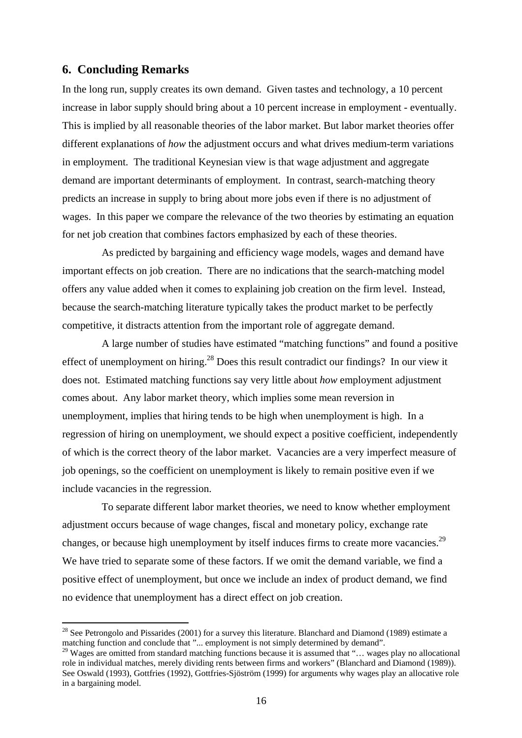## 6. Concluding Remarks

In the long run, supply creates its own demand. Given tastes and technology, a 10 percent increase in labor supply should bring about a 10 percent increase in employment - eventually. This is implied by all reasonable theories of the labor market. But labor market theories offer different explanations of *how* the adjustment occurs and what drives medium-term variations in employment. The traditional Keynesian view is that wage adjustment and aggregate demand are important determinants of employment. In contrast, search-matching theory predicts an increase in supply to bring about more jobs even if there is no adjustment of wages. In this paper we compare the relevance of the two theories by estimating an equation for net job creation that combines factors emphasized by each of these theories.

As predicted by bargaining and efficiency wage models, wages and demand have important effects on job creation. There are no indications that the search-matching model offers any value added when it comes to explaining job creation on the firm level. Instead, because the search-matching literature typically takes the product market to be perfectly competitive, it distracts attention from the important role of aggregate demand.

A large number of studies have estimated "matching functions" and found a positive effect of unemployment on hiring.[28] Does this result contradict our findings? In our view it does not. Estimated matching functions say very little about *how* employment adjustment comes about. Any labor market theory, which implies some mean reversion in unemployment, implies that hiring tends to be high when unemployment is high. In a regression of hiring on unemployment, we should expect a positive coefficient, independently of which is the correct theory of the labor market. Vacancies are a very imperfect measure of job openings, so the coefficient on unemployment is likely to remain positive even if we include vacancies in the regression.

To separate different labor market theories, we need to know whether employment adjustment occurs because of wage changes, fiscal and monetary policy, exchange rate changes, or because high unemployment by itself induces firms to create more vacancies.[29] We have tried to separate some of these factors. If we omit the demand variable, we find a positive effect of unemployment, but once we include an index of product demand, we find no evidence that unemployment has a direct effect on job creation.

---

[28] See Petrongolo and Pissarides (2001) for a survey this literature. Blanchard and Diamond (1989) estimate a matching function and conclude that "... employment is not simply determined by demand".

[29] Wages are omitted from standard matching functions because it is assumed that "… wages play no allocational role in individual matches, merely dividing rents between firms and workers" (Blanchard and Diamond (1989)). See Oswald (1993), Gottfries (1992), Gottfries-Sjöström (1999) for arguments why wages play an allocative role in a bargaining model.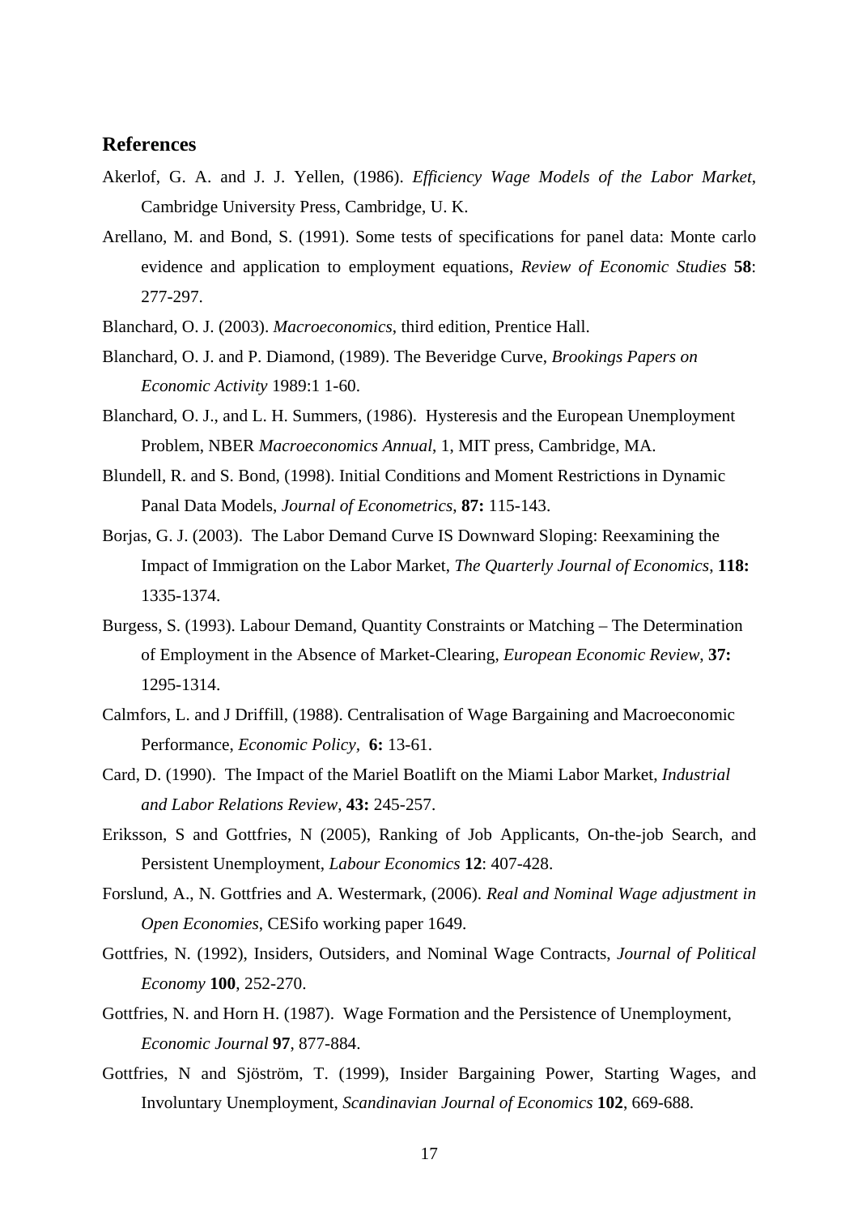## References

Akerlof, G. A. and J. J. Yellen, (1986). *Efficiency Wage Models of the Labor Market*, Cambridge University Press, Cambridge, U. K.

Arellano, M. and Bond, S. (1991). Some tests of specifications for panel data: Monte carlo evidence and application to employment equations, *Review of Economic Studies* **58**: 277-297.

Blanchard, O. J. (2003). *Macroeconomics*, third edition, Prentice Hall.

Blanchard, O. J. and P. Diamond, (1989). The Beveridge Curve, *Brookings Papers on Economic Activity* 1989:1 1-60.

Blanchard, O. J., and L. H. Summers, (1986). Hysteresis and the European Unemployment Problem, NBER *Macroeconomics Annual*, 1, MIT press, Cambridge, MA.

Blundell, R. and S. Bond, (1998). Initial Conditions and Moment Restrictions in Dynamic Panal Data Models, *Journal of Econometrics*, **87:** 115-143.

Borjas, G. J. (2003). The Labor Demand Curve IS Downward Sloping: Reexamining the Impact of Immigration on the Labor Market, *The Quarterly Journal of Economics*, **118:** 1335-1374.

Burgess, S. (1993). Labour Demand, Quantity Constraints or Matching – The Determination of Employment in the Absence of Market-Clearing, *European Economic Review*, **37:** 1295-1314.

Calmfors, L. and J Driffill, (1988). Centralisation of Wage Bargaining and Macroeconomic Performance, *Economic Policy*, **6:** 13-61.

Card, D. (1990). The Impact of the Mariel Boatlift on the Miami Labor Market, *Industrial and Labor Relations Review*, **43:** 245-257.

Eriksson, S and Gottfries, N (2005), Ranking of Job Applicants, On-the-job Search, and Persistent Unemployment, *Labour Economics* **12**: 407-428.

Forslund, A., N. Gottfries and A. Westermark, (2006). *Real and Nominal Wage adjustment in Open Economies*, CESifo working paper 1649.

Gottfries, N. (1992), Insiders, Outsiders, and Nominal Wage Contracts, *Journal of Political Economy* **100**, 252-270.

Gottfries, N. and Horn H. (1987). Wage Formation and the Persistence of Unemployment, *Economic Journal* **97**, 877-884.

Gottfries, N and Sjöström, T. (1999), Insider Bargaining Power, Starting Wages, and Involuntary Unemployment, *Scandinavian Journal of Economics* **102**, 669-688.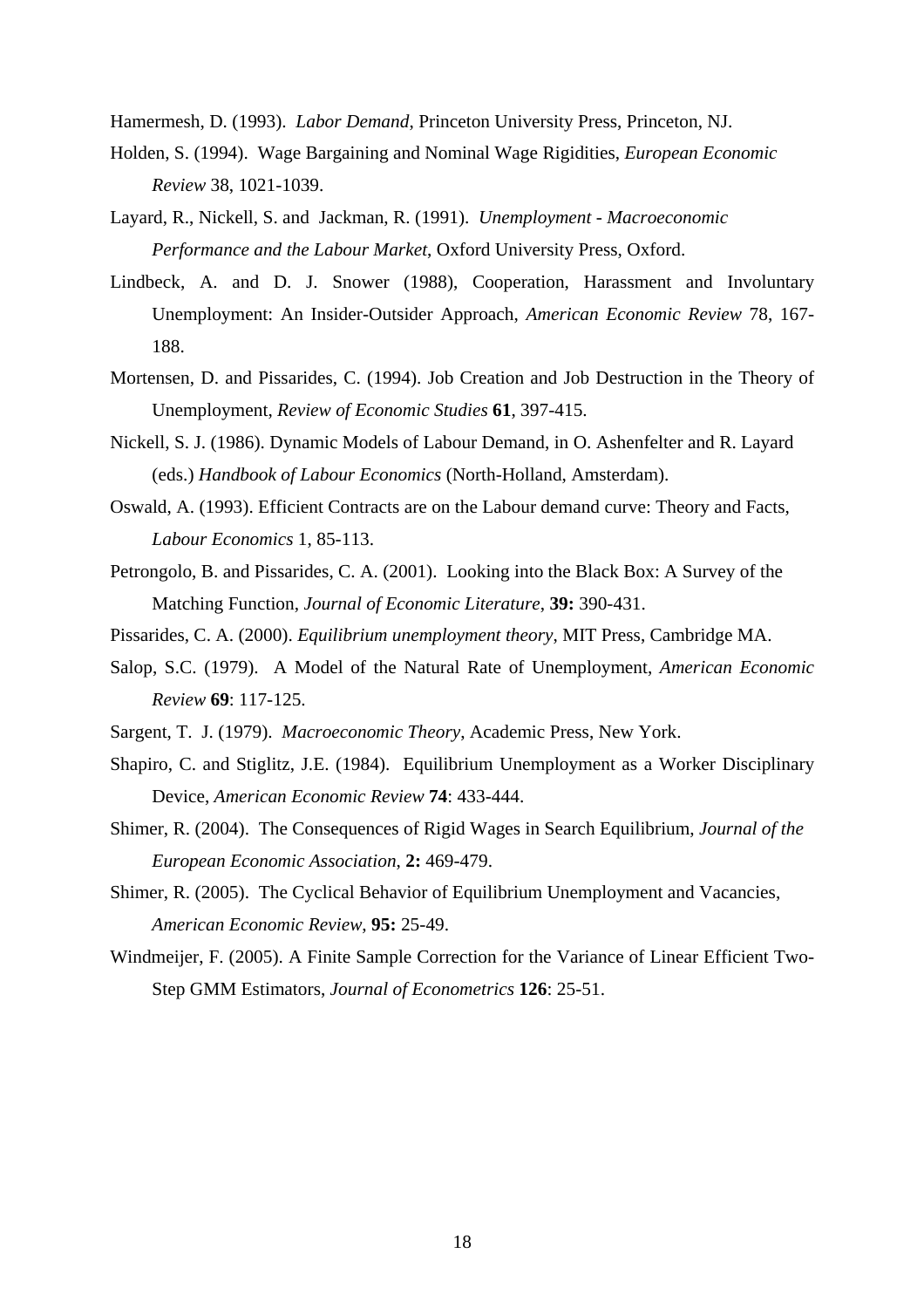Hamermesh, D. (1993). *Labor Demand*, Princeton University Press, Princeton, NJ.

Holden, S. (1994). Wage Bargaining and Nominal Wage Rigidities, *European Economic Review* 38, 1021-1039.

Layard, R., Nickell, S. and Jackman, R. (1991). *Unemployment - Macroeconomic Performance and the Labour Market*, Oxford University Press, Oxford.

Lindbeck, A. and D. J. Snower (1988), Cooperation, Harassment and Involuntary Unemployment: An Insider-Outsider Approach, *American Economic Review* 78, 167-188.

Mortensen, D. and Pissarides, C. (1994). Job Creation and Job Destruction in the Theory of Unemployment, *Review of Economic Studies* **61**, 397-415.

Nickell, S. J. (1986). Dynamic Models of Labour Demand, in O. Ashenfelter and R. Layard (eds.) *Handbook of Labour Economics* (North-Holland, Amsterdam).

Oswald, A. (1993). Efficient Contracts are on the Labour demand curve: Theory and Facts, *Labour Economics* 1, 85-113.

Petrongolo, B. and Pissarides, C. A. (2001). Looking into the Black Box: A Survey of the Matching Function, *Journal of Economic Literature*, **39:** 390-431.

Pissarides, C. A. (2000). *Equilibrium unemployment theory*, MIT Press, Cambridge MA.

Salop, S.C. (1979). A Model of the Natural Rate of Unemployment, *American Economic Review* **69**: 117-125.

Sargent, T. J. (1979). *Macroeconomic Theory*, Academic Press, New York.

Shapiro, C. and Stiglitz, J.E. (1984). Equilibrium Unemployment as a Worker Disciplinary Device, *American Economic Review* **74**: 433-444.

Shimer, R. (2004). The Consequences of Rigid Wages in Search Equilibrium, *Journal of the European Economic Association*, **2:** 469-479.

Shimer, R. (2005). The Cyclical Behavior of Equilibrium Unemployment and Vacancies, *American Economic Review*, **95:** 25-49.

Windmeijer, F. (2005). A Finite Sample Correction for the Variance of Linear Efficient Two-Step GMM Estimators, *Journal of Econometrics* **126**: 25-51.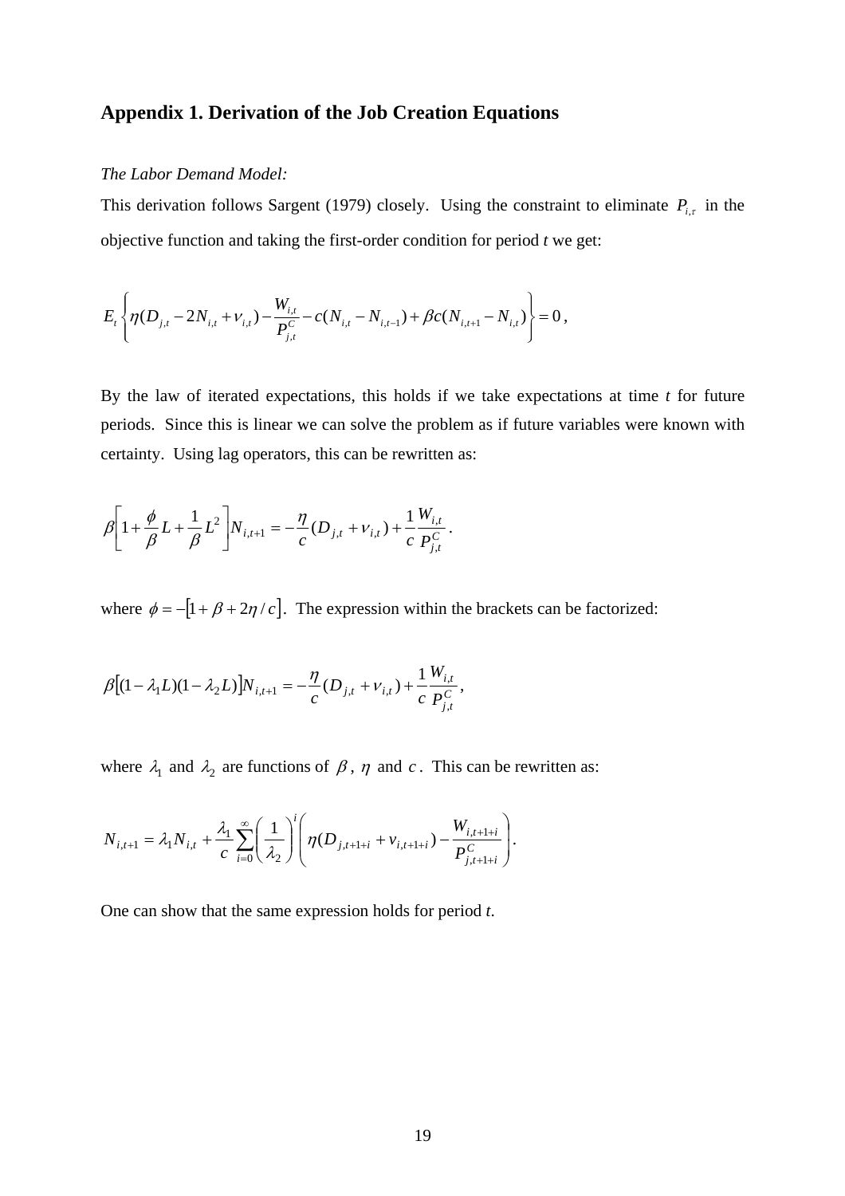## Appendix 1. Derivation of the Job Creation Equations

*The Labor Demand Model:*

This derivation follows Sargent (1979) closely. Using the constraint to eliminate $P_{i,\tau}$ in the objective function and taking the first-order condition for period *t* we get:

$$E_t\left\{\eta(D_{j,t}-2N_{i,t}+\nu_{i,t})-\frac{W_{i,t}}{P_{j,t}^C}-c(N_{i,t}-N_{i,t-1})+\beta c(N_{i,t+1}-N_{i,t})\right\}=0\,,$$

By the law of iterated expectations, this holds if we take expectations at time *t* for future periods. Since this is linear we can solve the problem as if future variables were known with certainty. Using lag operators, this can be rewritten as:

$$\beta\left[1+\frac{\phi}{\beta}L+\frac{1}{\beta}L^2\right]N_{i,t+1}=-\frac{\eta}{c}(D_{j,t}+\nu_{i,t})+\frac{1}{c}\frac{W_{i,t}}{P_{j,t}^C}\,.$$

where $\phi=-[1+\beta+2\eta/c]$. The expression within the brackets can be factorized:

$$\beta[(1-\lambda_1 L)(1-\lambda_2 L)]N_{i,t+1}=-\frac{\eta}{c}(D_{j,t}+\nu_{i,t})+\frac{1}{c}\frac{W_{i,t}}{P_{j,t}^C}\,,$$

where $\lambda_1$ and $\lambda_2$ are functions of $\beta$, $\eta$ and $c$. This can be rewritten as:

$$N_{i,t+1}=\lambda_1 N_{i,t}+\frac{\lambda_1}{c}\sum_{i=0}^{\infty}\left(\frac{1}{\lambda_2}\right)^i\left(\eta(D_{j,t+1+i}+\nu_{i,t+1+i})-\frac{W_{i,t+1+i}}{P_{j,t+1+i}^C}\right).$$

One can show that the same expression holds for period *t*.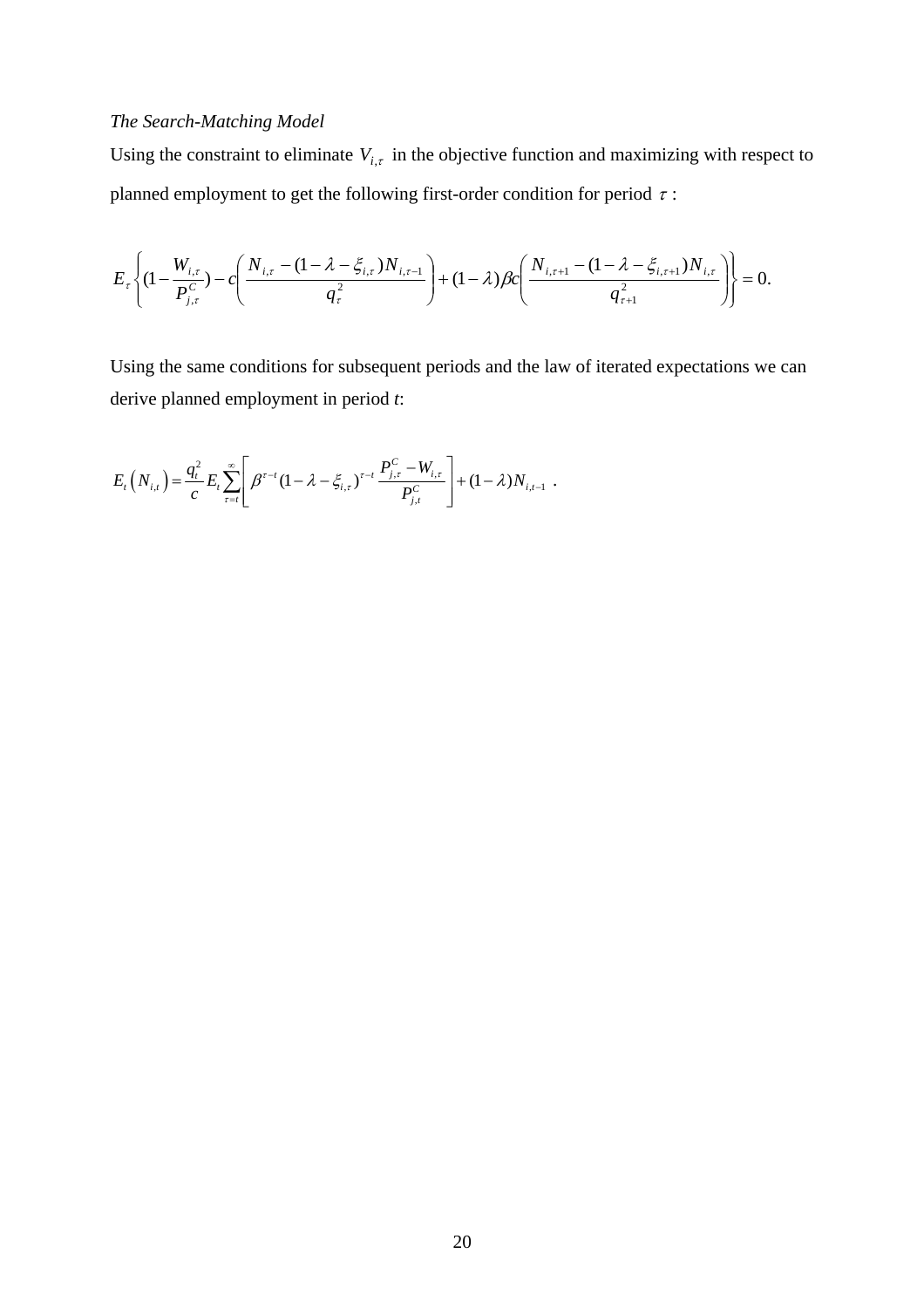*The Search-Matching Model*

Using the constraint to eliminate $V_{i,\tau}$ in the objective function and maximizing with respect to planned employment to get the following first-order condition for period $\tau$ :

$$E_{\tau}\left\{(1-\frac{W_{i,\tau}}{P_{j,\tau}^{C}})-c\left(\frac{N_{i,\tau}-(1-\lambda-\xi_{i,\tau})N_{i,\tau-1}}{q_{\tau}^{2}}\right)+(1-\lambda)\beta c\left(\frac{N_{i,\tau+1}-(1-\lambda-\xi_{i,\tau+1})N_{i,\tau}}{q_{\tau+1}^{2}}\right)\right\}=0.$$

Using the same conditions for subsequent periods and the law of iterated expectations we can derive planned employment in period *t*:

$$E_{t}\left(N_{i,t}\right)=\frac{q_{t}^{2}}{c}E_{t}\sum_{\tau=t}^{\infty}\left[\beta^{\tau-t}(1-\lambda-\xi_{i,\tau})^{\tau-t}\frac{P_{j,\tau}^{C}-W_{i,\tau}}{P_{j,t}^{C}}\right]+(1-\lambda)N_{i,t-1}\ .$$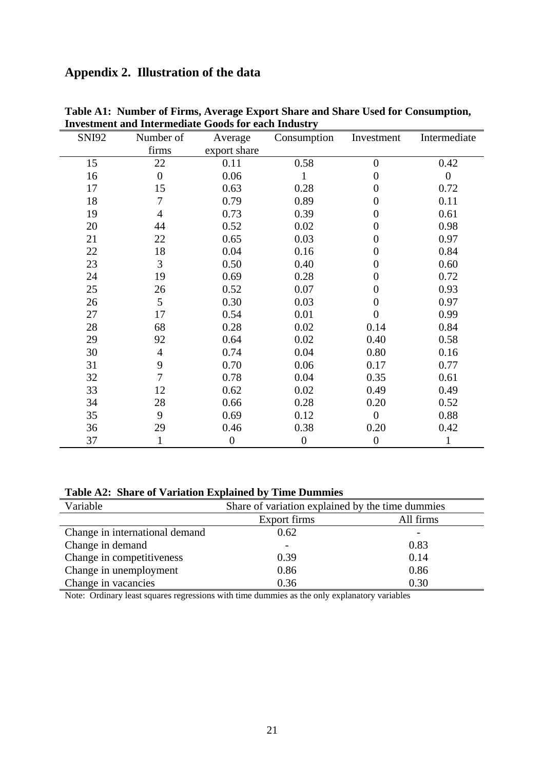## Appendix 2. Illustration of the data

**Table A1: Number of Firms, Average Export Share and Share Used for Consumption, Investment and Intermediate Goods for each Industry**

| SNI92 | Number of firms | Average export share | Consumption | Investment | Intermediate |
|---|---|---|---|---|---|
| 15 | 22 | 0.11 | 0.58 | 0 | 0.42 |
| 16 | 0 | 0.06 | 1 | 0 | 0 |
| 17 | 15 | 0.63 | 0.28 | 0 | 0.72 |
| 18 | 7 | 0.79 | 0.89 | 0 | 0.11 |
| 19 | 4 | 0.73 | 0.39 | 0 | 0.61 |
| 20 | 44 | 0.52 | 0.02 | 0 | 0.98 |
| 21 | 22 | 0.65 | 0.03 | 0 | 0.97 |
| 22 | 18 | 0.04 | 0.16 | 0 | 0.84 |
| 23 | 3 | 0.50 | 0.40 | 0 | 0.60 |
| 24 | 19 | 0.69 | 0.28 | 0 | 0.72 |
| 25 | 26 | 0.52 | 0.07 | 0 | 0.93 |
| 26 | 5 | 0.30 | 0.03 | 0 | 0.97 |
| 27 | 17 | 0.54 | 0.01 | 0 | 0.99 |
| 28 | 68 | 0.28 | 0.02 | 0.14 | 0.84 |
| 29 | 92 | 0.64 | 0.02 | 0.40 | 0.58 |
| 30 | 4 | 0.74 | 0.04 | 0.80 | 0.16 |
| 31 | 9 | 0.70 | 0.06 | 0.17 | 0.77 |
| 32 | 7 | 0.78 | 0.04 | 0.35 | 0.61 |
| 33 | 12 | 0.62 | 0.02 | 0.49 | 0.49 |
| 34 | 28 | 0.66 | 0.28 | 0.20 | 0.52 |
| 35 | 9 | 0.69 | 0.12 | 0 | 0.88 |
| 36 | 29 | 0.46 | 0.38 | 0.20 | 0.42 |
| 37 | 1 | 0 | 0 | 0 | 1 |

**Table A2: Share of Variation Explained by Time Dummies**

| Variable | Share of variation explained by the time dummies | |
|---|---|---|
| | Export firms | All firms |
| Change in international demand | 0.62 | - |
| Change in demand | - | 0.83 |
| Change in competitiveness | 0.39 | 0.14 |
| Change in unemployment | 0.86 | 0.86 |
| Change in vacancies | 0.36 | 0.30 |

Note: Ordinary least squares regressions with time dummies as the only explanatory variables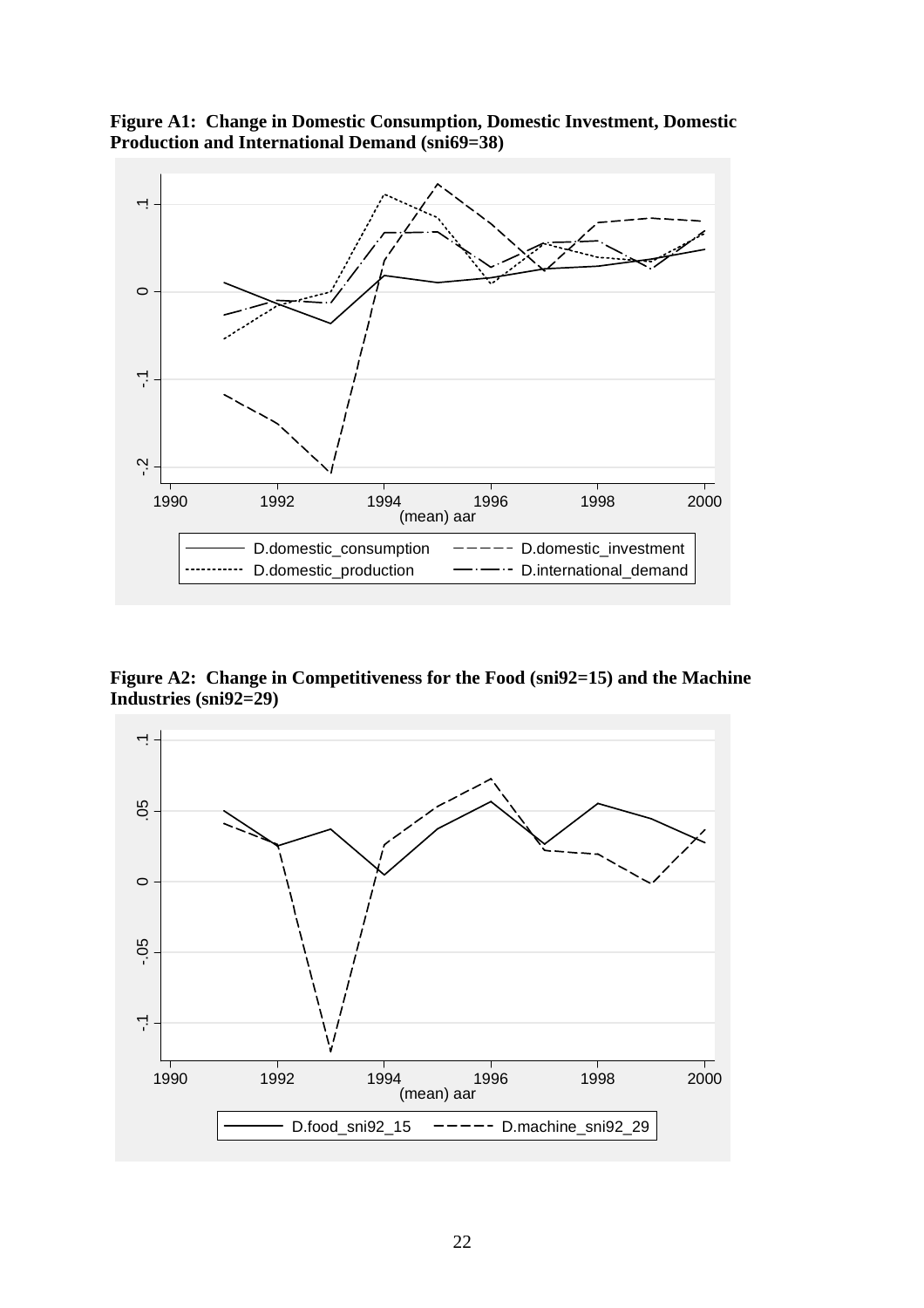**Figure A1: Change in Domestic Consumption, Domestic Investment, Domestic Production and International Demand (sni69=38)**

.1
0
-.1
-.2

1990
1992
1994
1996
1998
2000
(mean) aar

D.domestic_consumption
D.domestic_investment
D.domestic_production
D.international_demand

**Figure A2: Change in Competitiveness for the Food (sni92=15) and the Machine Industries (sni92=29)**

.1
.05
0
-.05
-.1

1990
1992
1994
1996
1998
2000
(mean) aar

D.food_sni92_15
D.machine_sni92_29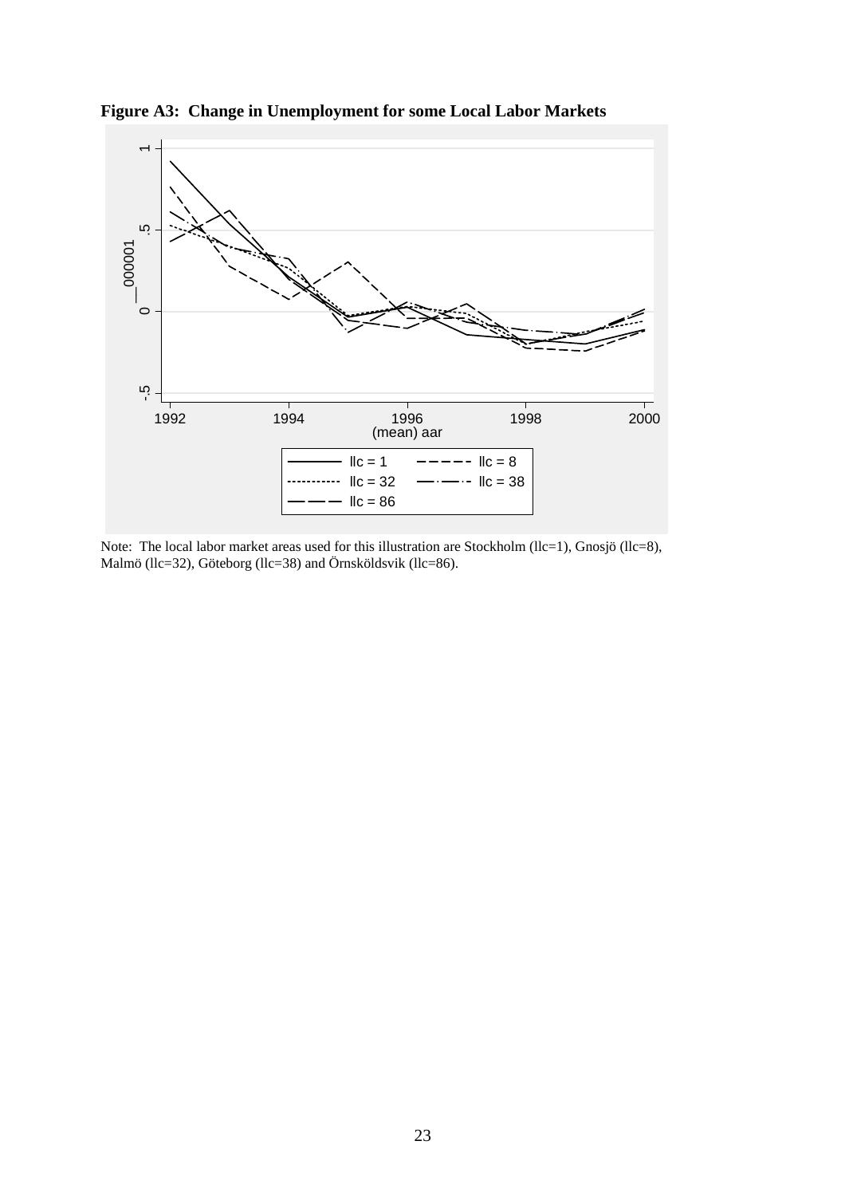**Figure A3: Change in Unemployment for some Local Labor Markets**

1

.5

0

-.5

_000001

1992 1994 1996 1998 2000

(mean) aar

llc = 1
llc = 8
llc = 32
llc = 38
llc = 86

Note: The local labor market areas used for this illustration are Stockholm (llc=1), Gnosjö (llc=8), Malmö (llc=32), Göteborg (llc=38) and Örnsköldsvik (llc=86).